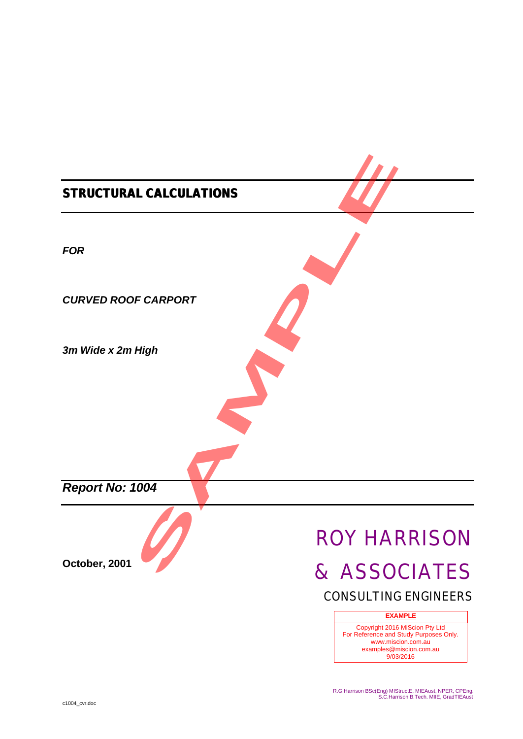# STRUCTURAL CALCULATIONS

***FOR***

***CURVED ROOF CARPORT***

***3m Wide x 2m High***

***Report No: 1004***

**October, 2001**

ROY HARRISON

& ASSOCIATES

CONSULTING ENGINEERS

**EXAMPLE**

Copyright 2016 MiScion Pty Ltd
For Reference and Study Purposes Only.
www.miscion.com.au
examples@miscion.com.au
9/03/2016

R.G.Harrison BSc(Eng) MIStructE, MIEAust, NPER, CPEng.
S.C.Harrison B.Tech. MIIE, GradTIEAust

c1004_cvr.doc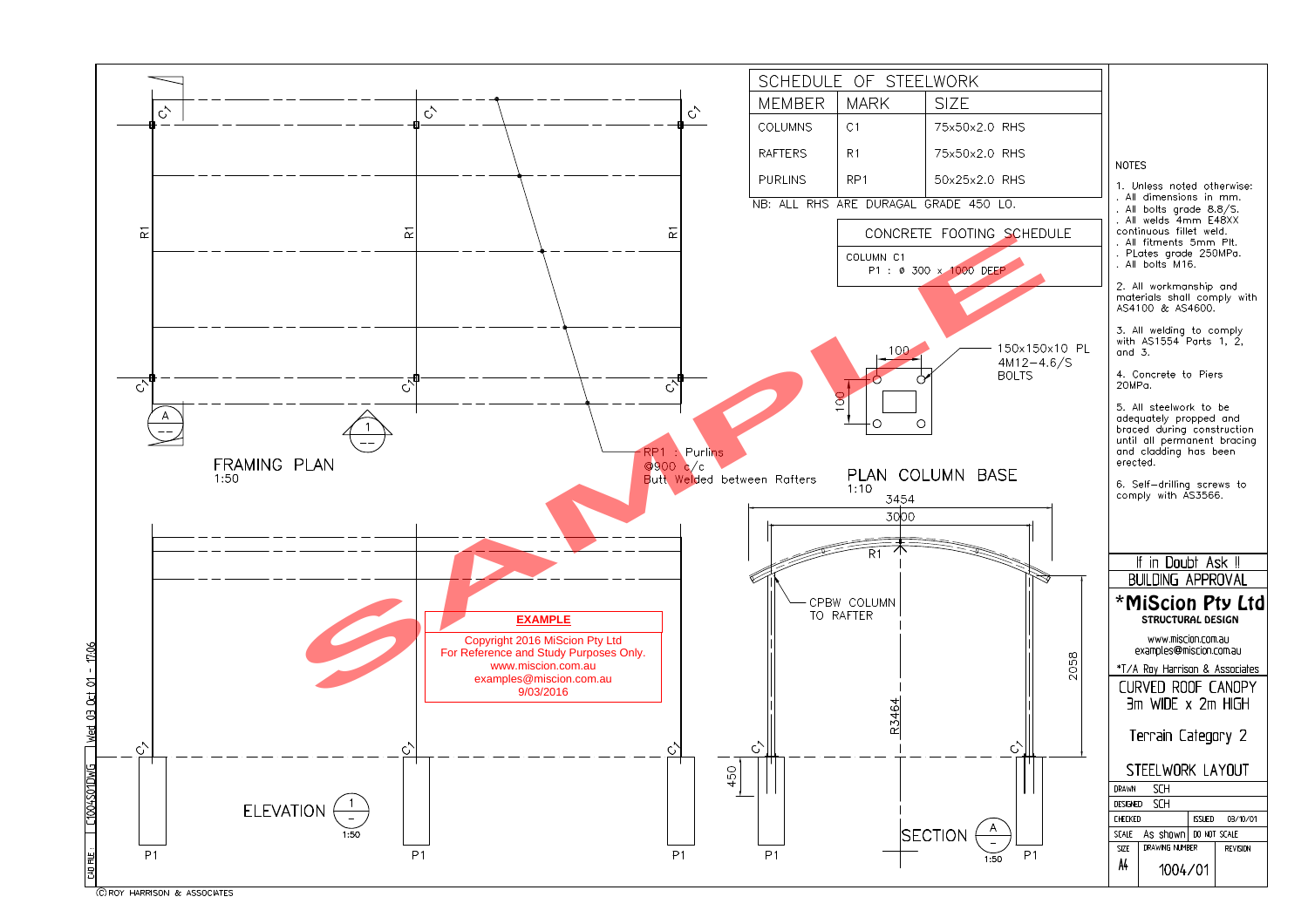## SCHEDULE OF STEELWORK

| MEMBER | MARK | SIZE |
|---|---|---|
| COLUMNS | C1 | 75x50x2.0 RHS |
| RAFTERS | R1 | 75x50x2.0 RHS |
| PURLINS | RP1 | 50x25x2.0 RHS |

NB: ALL RHS ARE DURAGAL GRADE 450 LO.

## CONCRETE FOOTING SCHEDULE

COLUMN C1
P1 : ø 300 x 1000 DEEP

## NOTES

1. Unless noted otherwise:
   - All dimensions in mm.
   - All bolts grade 8.8/S.
   - All welds 4mm E48XX continuous fillet weld.
   - All fitments 5mm Plt.
   - PLates grade 250MPa.
   - All bolts M16.
2. All workmanship and materials shall comply with AS4100 & AS4600.
3. All welding to comply with AS1554 Parts 1, 2, and 3.
4. Concrete to Piers 20MPa.
5. All steelwork to be adequately propped and braced during construction until all permanent bracing and cladding has been erected.
6. Self-drilling screws to comply with AS3566.

FRAMING PLAN
1:50

C1 C1 C1 R1 R1 R1 C1 C1 C1

A
1

RP1 : Purlins
@900 c/c
Butt Welded between Rafters

PLAN COLUMN BASE
1:10

150x150x10 PL
4M12–4.6/S
BOLTS

100 100

ELEVATION 1 1:50

C1 C1 C1
P1 P1 P1

**EXAMPLE**

Copyright 2016 MiScion Pty Ltd
For Reference and Study Purposes Only.
www.miscion.com.au
examples@miscion.com.au
9/03/2016

3454
3000
R1
CPBW COLUMN TO RAFTER
2058
R3464
450
C1 C1
P1 P1

SECTION A 1:50

SAMPLE

If in Doubt Ask !!
BUILDING APPROVAL
*MiScion Pty Ltd
STRUCTURAL DESIGN
www.miscion.com.au
examples@miscion.com.au
*T/A Roy Harrison & Associates

CURVED ROOF CANOPY
3m WIDE x 2m HIGH

Terrain Category 2

STEELWORK LAYOUT

| DRAWN | SCH | | |
|---|---|---|---|
| DESIGNED | SCH | | |
| CHECKED | | ISSUED | 03/10/01 |
| SCALE | As shown | DO NOT SCALE | |
| SIZE A4 | DRAWING NUMBER 1004/01 | REVISION | |

CAD FILE : C1004S01.DWG Wed 03 Oct 01 - 17:06

© ROY HARRISON & ASSOCIATES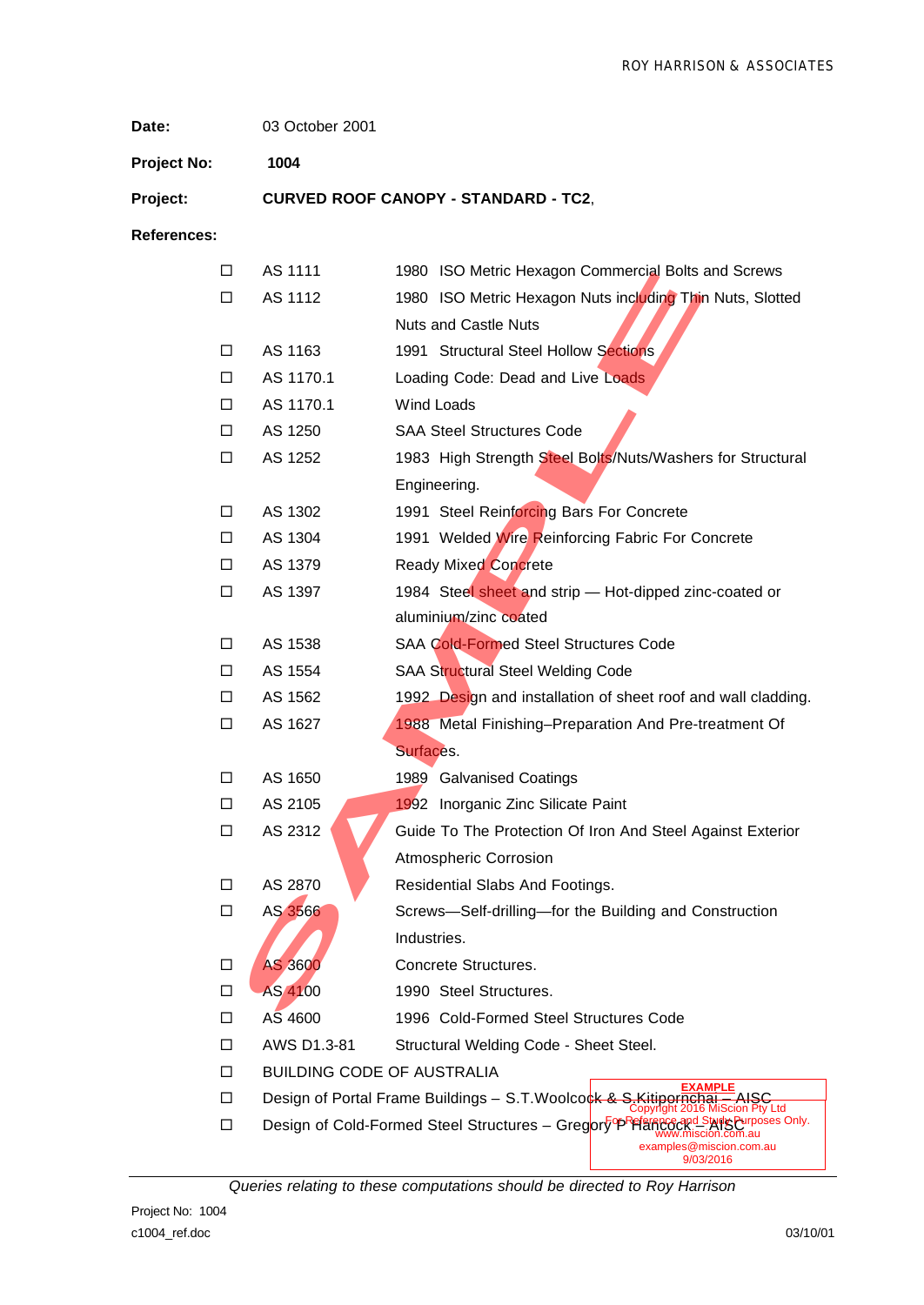**Date:** 03 October 2001

**Project No:** **1004**

**Project:** **CURVED ROOF CANOPY - STANDARD - TC2**,

**References:**

| | | |
|---|---|---|
| ☐ | AS 1111 | 1980 ISO Metric Hexagon Commercial Bolts and Screws |
| ☐ | AS 1112 | 1980 ISO Metric Hexagon Nuts including Thin Nuts, Slotted Nuts and Castle Nuts |
| ☐ | AS 1163 | 1991 Structural Steel Hollow Sections |
| ☐ | AS 1170.1 | Loading Code: Dead and Live Loads |
| ☐ | AS 1170.1 | Wind Loads |
| ☐ | AS 1250 | SAA Steel Structures Code |
| ☐ | AS 1252 | 1983 High Strength Steel Bolts/Nuts/Washers for Structural Engineering. |
| ☐ | AS 1302 | 1991 Steel Reinforcing Bars For Concrete |
| ☐ | AS 1304 | 1991 Welded Wire Reinforcing Fabric For Concrete |
| ☐ | AS 1379 | Ready Mixed Concrete |
| ☐ | AS 1397 | 1984 Steel sheet and strip — Hot-dipped zinc-coated or aluminium/zinc coated |
| ☐ | AS 1538 | SAA Cold-Formed Steel Structures Code |
| ☐ | AS 1554 | SAA Structural Steel Welding Code |
| ☐ | AS 1562 | 1992 Design and installation of sheet roof and wall cladding. |
| ☐ | AS 1627 | 1988 Metal Finishing–Preparation And Pre-treatment Of Surfaces. |
| ☐ | AS 1650 | 1989 Galvanised Coatings |
| ☐ | AS 2105 | 1992 Inorganic Zinc Silicate Paint |
| ☐ | AS 2312 | Guide To The Protection Of Iron And Steel Against Exterior Atmospheric Corrosion |
| ☐ | AS 2870 | Residential Slabs And Footings. |
| ☐ | AS 3566 | Screws—Self-drilling—for the Building and Construction Industries. |
| ☐ | AS 3600 | Concrete Structures. |
| ☐ | AS 4100 | 1990 Steel Structures. |
| ☐ | AS 4600 | 1996 Cold-Formed Steel Structures Code |
| ☐ | AWS D1.3-81 | Structural Welding Code - Sheet Steel. |

☐ BUILDING CODE OF AUSTRALIA

☐ Design of Portal Frame Buildings – S.T.Woolcock & S.Kitipornchai – AISC

☐ Design of Cold-Formed Steel Structures – Gregory P Hancock – AISC

*Queries relating to these computations should be directed to Roy Harrison*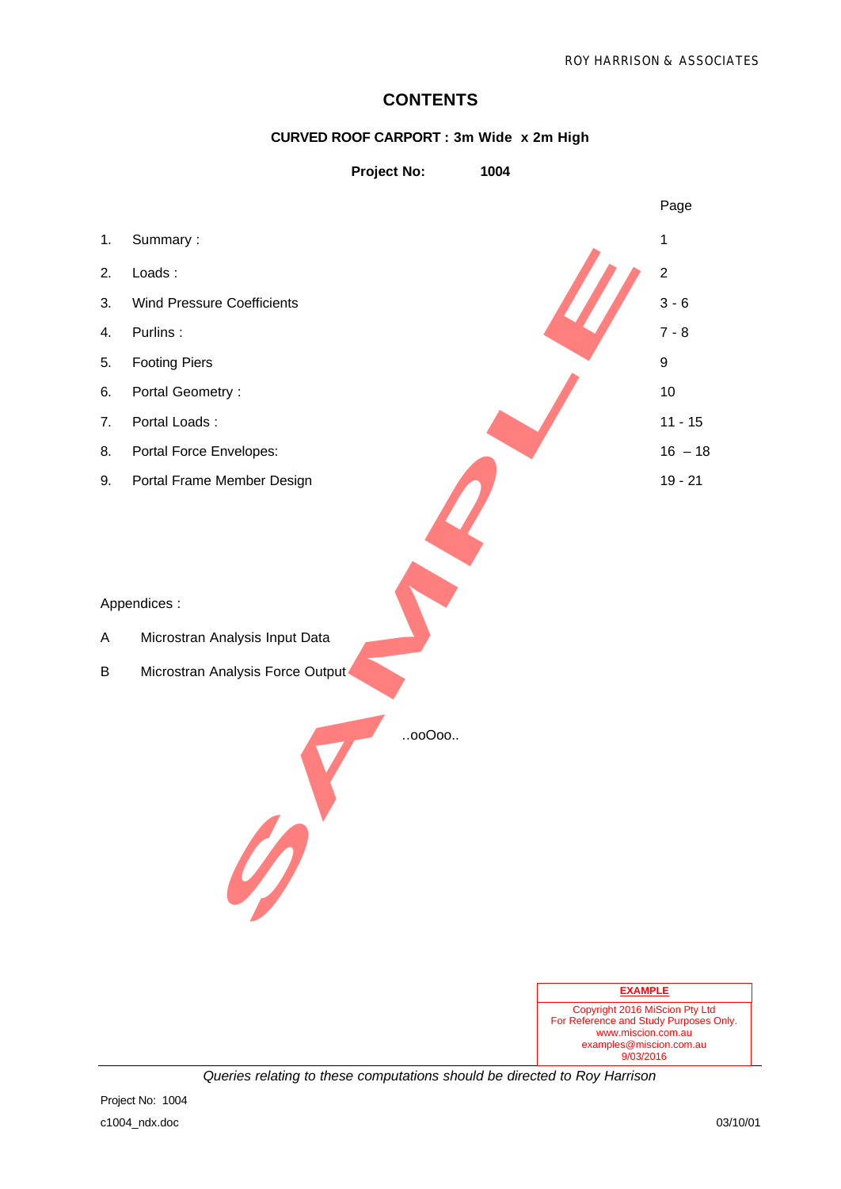# CONTENTS

**CURVED ROOF CARPORT : 3m Wide x 2m High**

**Project No: 1004**

| | | Page |
|---|---|---|
| 1. | Summary : | 1 |
| 2. | Loads : | 2 |
| 3. | Wind Pressure Coefficients | 3 - 6 |
| 4. | Purlins : | 7 - 8 |
| 5. | Footing Piers | 9 |
| 6. | Portal Geometry : | 10 |
| 7. | Portal Loads : | 11 - 15 |
| 8. | Portal Force Envelopes: | 16 – 18 |
| 9. | Portal Frame Member Design | 19 - 21 |

Appendices :

A Microstran Analysis Input Data

B Microstran Analysis Force Output

..ooOoo..

**EXAMPLE**

Copyright 2016 MiScion Pty Ltd
For Reference and Study Purposes Only.
www.miscion.com.au
examples@miscion.com.au
9/03/2016

*Queries relating to these computations should be directed to Roy Harrison*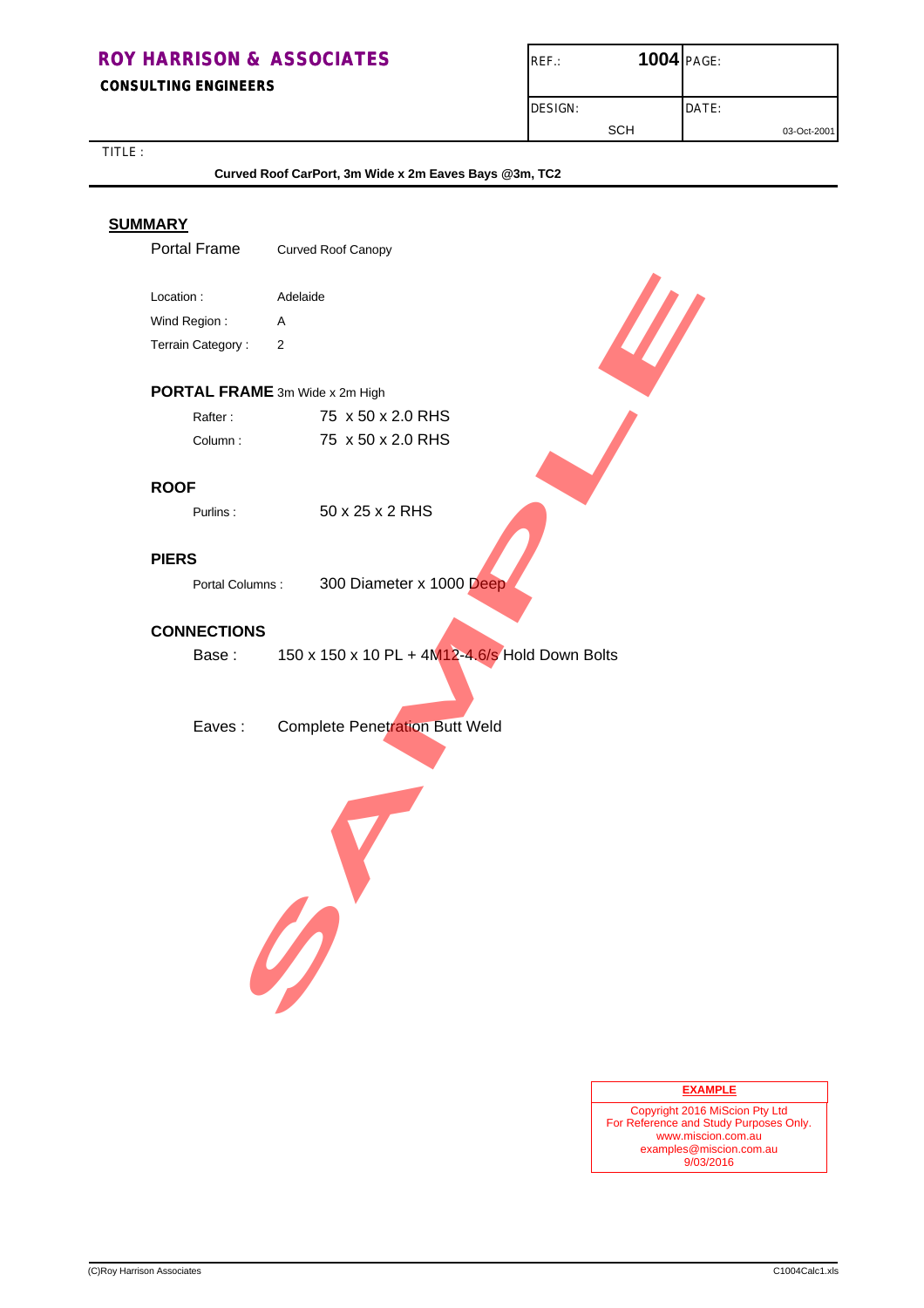**ROY HARRISON & ASSOCIATES**
**CONSULTING ENGINEERS**

| REF.: 1004 | PAGE: |
|---|---|
| DESIGN: SCH | DATE: 03-Oct-2001 |

TITLE :

**Curved Roof CarPort, 3m Wide x 2m Eaves Bays @3m, TC2**

## SUMMARY

Portal Frame    Curved Roof Canopy

Location : Adelaide
Wind Region : A
Terrain Category : 2

### PORTAL FRAME 3m Wide x 2m High

Rafter : 75 x 50 x 2.0 RHS
Column : 75 x 50 x 2.0 RHS

### ROOF

Purlins : 50 x 25 x 2 RHS

### PIERS

Portal Columns : 300 Diameter x 1000 Deep

### CONNECTIONS

Base : 150 x 150 x 10 PL + 4M12-4.6/s Hold Down Bolts

Eaves : Complete Penetration Butt Weld

SAMPLE

**EXAMPLE**
Copyright 2016 MiScion Pty Ltd
For Reference and Study Purposes Only.
www.miscion.com.au
examples@miscion.com.au
9/03/2016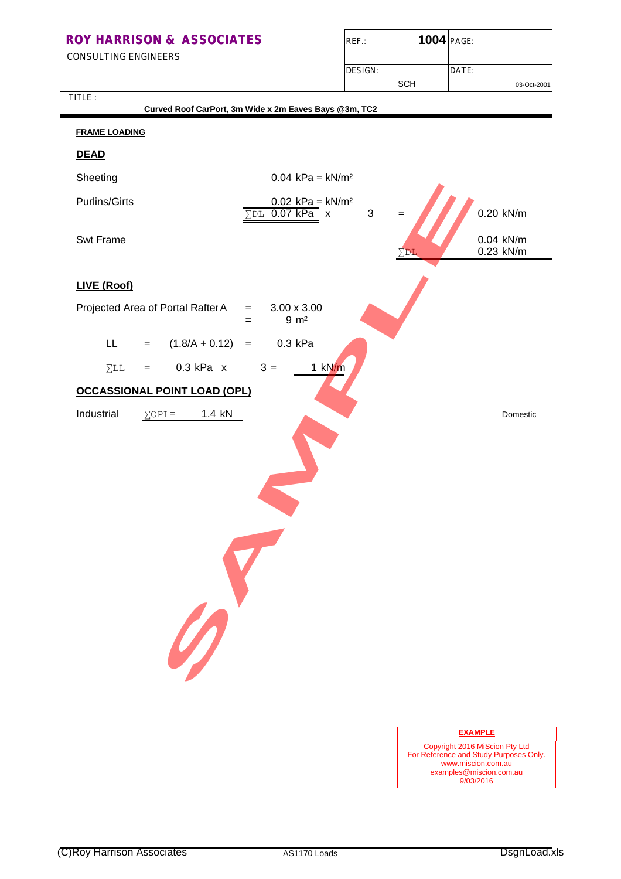**ROY HARRISON & ASSOCIATES**
CONSULTING ENGINEERS

| REF.: | 1004 | PAGE: |
|---|---|---|
| DESIGN: | SCH | DATE: 03-Oct-2001 |

TITLE : **Curved Roof CarPort, 3m Wide x 2m Eaves Bays @3m, TC2**

**FRAME LOADING**

## DEAD

| | | | | |
|---|---|---|---|---|
| Sheeting | 0.04 kPa = kN/m² | | | |
| Purlins/Girts | 0.02 kPa = kN/m² | | | |
| | ∑DL 0.07 kPa x | 3 | = | 0.20 kN/m |
| Swt Frame | | | | 0.04 kN/m |
| | | | ∑DL | 0.23 kN/m |

## LIVE (Roof)

Projected Area of Portal Rafter A = 3.00 x 3.00
= 9 m²

LL = (1.8/A + 0.12) = 0.3 kPa

∑LL = 0.3 kPa x 3 = 1 kN/m

## OCCASSIONAL POINT LOAD (OPL)

Industrial ∑OPI = 1.4 kN

Domestic

SAMPLE

**EXAMPLE**
Copyright 2016 MiScion Pty Ltd
For Reference and Study Purposes Only.
www.miscion.com.au
examples@miscion.com.au
9/03/2016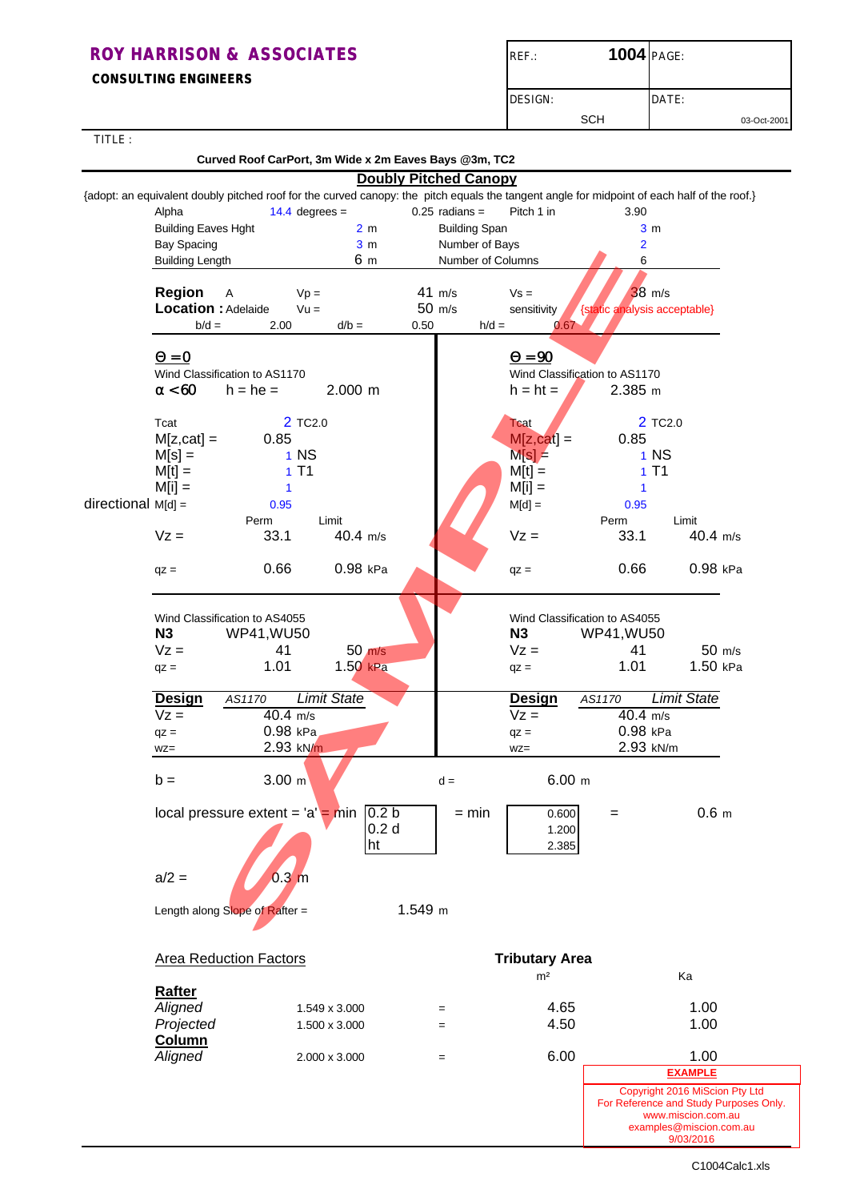**ROY HARRISON & ASSOCIATES**
**CONSULTING ENGINEERS**

| REF.: | 1004 | PAGE: |
|---|---|---|
| DESIGN: | SCH | DATE: 03-Oct-2001 |

TITLE :

**Curved Roof CarPort, 3m Wide x 2m Eaves Bays @3m, TC2**

## Doubly Pitched Canopy

{adopt: an equivalent doubly pitched roof for the curved canopy: the pitch equals the tangent angle for midpoint of each half of the roof.}

| | | | |
|---|---|---|---|
| Alpha | 14.4 degrees = 0.25 radians = | Pitch 1 in | 3.90 |
| Building Eaves Hght | 2 m | Building Span | 3 m |
| Bay Spacing | 3 m | Number of Bays | 2 |
| Building Length | 6 m | Number of Columns | 6 |

**Region** A — Vp = 41 m/s — Vs = 38 m/s
**Location :** Adelaide — Vu = 50 m/s — sensitivity {static analysis acceptable}
b/d = 2.00 — d/b = 0.50 — h/d = 0.67

| $\Theta = 0$ | | | $\Theta = 90$ | | |
|---|---|---|---|---|---|
| Wind Classification to AS1170 | | | Wind Classification to AS1170 | | |
| $\alpha < 60$ h = he = | 2.000 m | | h = ht = | 2.385 m | |
| Tcat | 2 TC2.0 | | Tcat | 2 TC2.0 | |
| M[z,cat] = | 0.85 | | M[z,cat] = | 0.85 | |
| M[s] = | 1 NS | | M[s] = | 1 NS | |
| M[t] = | 1 T1 | | M[t] = | 1 T1 | |
| M[i] = | 1 | | M[i] = | 1 | |
| directional M[d] = | 0.95 | | M[d] = | 0.95 | |
| | Perm | Limit | | Perm | Limit |
| Vz = | 33.1 | 40.4 m/s | Vz = | 33.1 | 40.4 m/s |
| qz = | 0.66 | 0.98 kPa | qz = | 0.66 | 0.98 kPa |

| Wind Classification to AS4055 | | | Wind Classification to AS4055 | | |
|---|---|---|---|---|---|
| N3 | WP41,WU50 | | N3 | WP41,WU50 | |
| Vz = | 41 | 50 m/s | Vz = | 41 | 50 m/s |
| qz = | 1.01 | 1.50 kPa | qz = | 1.01 | 1.50 kPa |

| **Design** | *AS1170* | *Limit State* | **Design** | *AS1170* | *Limit State* |
|---|---|---|---|---|---|
| Vz = | 40.4 m/s | | Vz = | 40.4 m/s | |
| qz = | 0.98 kPa | | qz = | 0.98 kPa | |
| wz= | 2.93 kN/m | | wz= | 2.93 kN/m | |

b = 3.00 m — d = 6.00 m

local pressure extent = 'a' = min {0.2 b, 0.2 d, ht} = min {0.600, 1.200, 2.385} = 0.6 m

a/2 = 0.3 m

Length along Slope of Rafter = 1.549 m

| Area Reduction Factors | | | Tributary Area m² | Ka |
|---|---|---|---|---|
| **Rafter** | | | | |
| *Aligned* | 1.549 x 3.000 | = | 4.65 | 1.00 |
| *Projected* | 1.500 x 3.000 | = | 4.50 | 1.00 |
| **Column** | | | | |
| *Aligned* | 2.000 x 3.000 | = | 6.00 | 1.00 |

**EXAMPLE**
Copyright 2016 MiScion Pty Ltd
For Reference and Study Purposes Only.
www.miscion.com.au
examples@miscion.com.au
9/03/2016

C1004Calc1.xls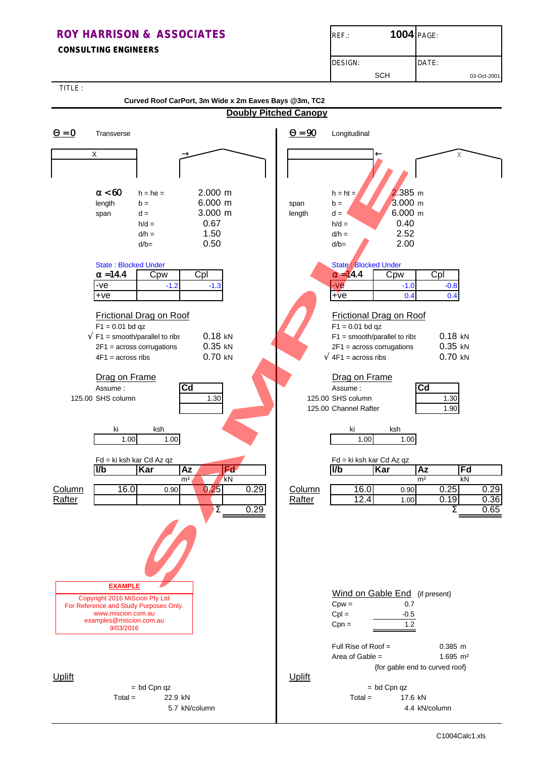**ROY HARRISON & ASSOCIATES**
**CONSULTING ENGINEERS**

| REF.: 1004 | PAGE: |
|---|---|
| DESIGN: SCH | DATE: 03-Oct-2001 |

TITLE :

**Curved Roof CarPort, 3m Wide x 2m Eaves Bays @3m, TC2**

## Doubly Pitched Canopy

### $\Theta = 0$ Transverse

$\alpha < 60$

| | | |
|---|---|---|
| | h = he = | 2.000 m |
| length | b = | 6.000 m |
| span | d = | 3.000 m |
| | h/d = | 0.67 |
| | d/h = | 1.50 |
| | d/b= | 0.50 |

State : Blocked Under

| $\alpha$ =14.4 | Cpw | Cpl |
|---|---|---|
| -ve | -1.2 | -1.3 |
| +ve | | |

**Frictional Drag on Roof**

F1 = 0.01 bd qz

| | |
|---|---|
| √ F1 = smooth/parallel to ribs | 0.18 kN |
| 2F1 = across corrugations | 0.35 kN |
| 4F1 = across ribs | 0.70 kN |

**Drag on Frame**

Assume :

| | Cd |
|---|---|
| 125.00 SHS column | 1.30 |

| ki | ksh |
|---|---|
| 1.00 | 1.00 |

Fd = ki ksh kar Cd Az qz

| | l/b | Kar | Az (m²) | Fd (kN) |
|---|---|---|---|---|
| Column | 16.0 | 0.90 | 0.25 | 0.29 |
| Rafter | | | | |
| | | | Σ | 0.29 |

**EXAMPLE**
Copyright 2016 MiScion Pty Ltd
For Reference and Study Purposes Only.
www.miscion.com.au
examples@miscion.com.au
9/03/2016

**Uplift**

= bd Cpn qz

Total = 22.9 kN

5.7 kN/column

### $\Theta = 90$ Longitudinal

| | | |
|---|---|---|
| | h = ht = | 2.385 m |
| span | b = | 3.000 m |
| length | d = | 6.000 m |
| | h/d = | 0.40 |
| | d/h = | 2.52 |
| | d/b= | 2.00 |

State : Blocked Under

| $\alpha$ =14.4 | Cpw | Cpl |
|---|---|---|
| -ve | -1.0 | -0.8 |
| +ve | 0.4 | 0.4 |

**Frictional Drag on Roof**

F1 = 0.01 bd qz

| | |
|---|---|
| F1 = smooth/parallel to ribs | 0.18 kN |
| 2F1 = across corrugations | 0.35 kN |
| √ 4F1 = across ribs | 0.70 kN |

**Drag on Frame**

Assume :

| | Cd |
|---|---|
| 125.00 SHS column | 1.30 |
| 125.00 Channel Rafter | 1.90 |

| ki | ksh |
|---|---|
| 1.00 | 1.00 |

Fd = ki ksh kar Cd Az qz

| | l/b | Kar | Az (m²) | Fd (kN) |
|---|---|---|---|---|
| Column | 16.0 | 0.90 | 0.25 | 0.29 |
| Rafter | 12.4 | 1.00 | 0.19 | 0.36 |
| | | | Σ | 0.65 |

**Wind on Gable End** {if present}

| | |
|---|---|
| Cpw = | 0.7 |
| Cpl = | -0.5 |
| Cpn = | 1.2 |

Full Rise of Roof = 0.385 m
Area of Gable = 1.695 m²
{for gable end to curved roof}

**Uplift**

= bd Cpn qz

Total = 17.6 kN

4.4 kN/column

C1004Calc1.xls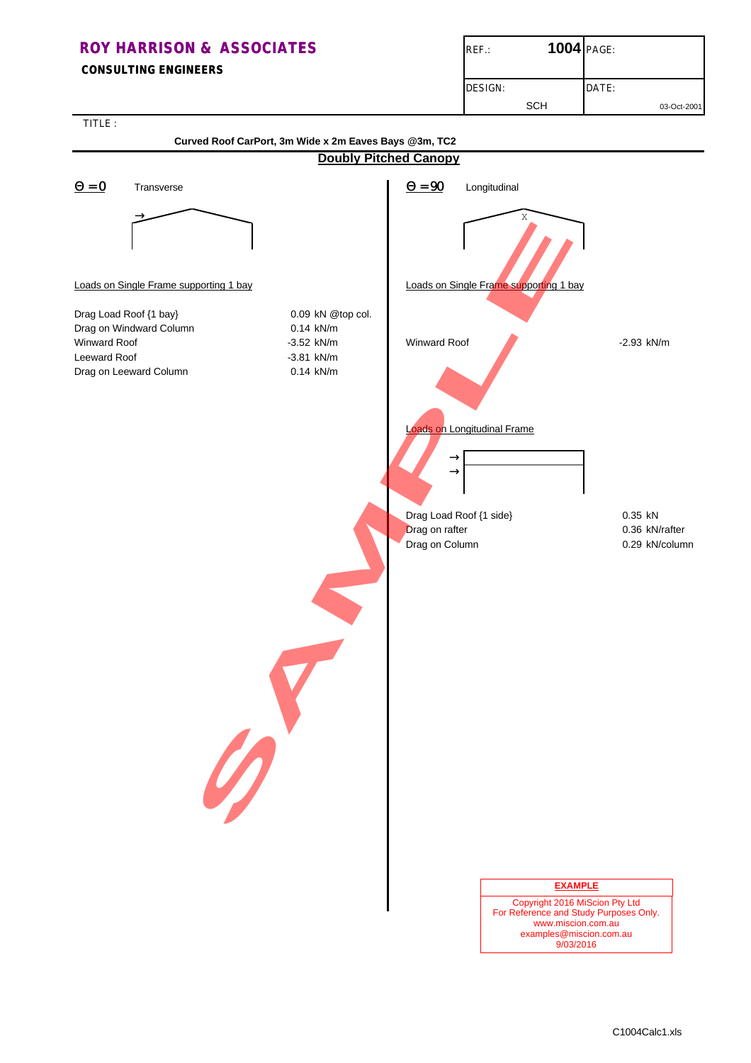**ROY HARRISON & ASSOCIATES**
**CONSULTING ENGINEERS**

| REF.: 1004 | PAGE: |
|---|---|
| DESIGN: SCH | DATE: 03-Oct-2001 |

TITLE :

**Curved Roof CarPort, 3m Wide x 2m Eaves Bays @3m, TC2**

## Doubly Pitched Canopy

$\Theta = 0$ Transverse

Loads on Single Frame supporting 1 bay

| | |
|---|---|
| Drag Load Roof {1 bay} | 0.09 kN @top col. |
| Drag on Windward Column | 0.14 kN/m |
| Winward Roof | -3.52 kN/m |
| Leeward Roof | -3.81 kN/m |
| Drag on Leeward Column | 0.14 kN/m |

$\Theta = 90$ Longitudinal

Loads on Single Frame supporting 1 bay

| | |
|---|---|
| Winward Roof | -2.93 kN/m |

Loads on Longitudinal Frame

| | |
|---|---|
| Drag Load Roof {1 side} | 0.35 kN |
| Drag on rafter | 0.36 kN/rafter |
| Drag on Column | 0.29 kN/column |

**EXAMPLE**
Copyright 2016 MiScion Pty Ltd
For Reference and Study Purposes Only.
www.miscion.com.au
examples@miscion.com.au
9/03/2016

C1004Calc1.xls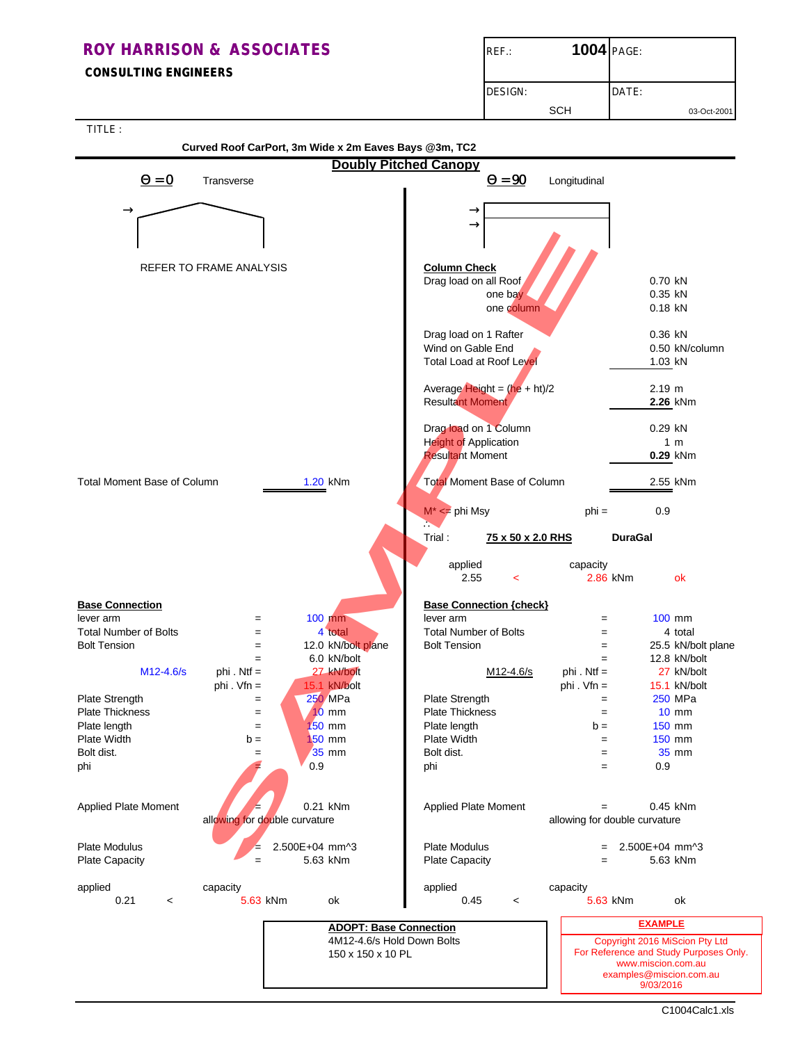**ROY HARRISON & ASSOCIATES**
**CONSULTING ENGINEERS**

| REF.: 1004 | PAGE: |
|---|---|
| DESIGN: SCH | DATE: 03-Oct-2001 |

TITLE :

**Curved Roof CarPort, 3m Wide x 2m Eaves Bays @3m, TC2**

## Doubly Pitched Canopy

### $\Theta = 0$ Transverse

REFER TO FRAME ANALYSIS

Total Moment Base of Column 1.20 kNm

**Base Connection**

| | | | |
|---|---|---|---|
| lever arm | = | 100 | mm |
| Total Number of Bolts | = | 4 | total |
| Bolt Tension | = | 12.0 | kN/bolt plane |
| | = | 6.0 | kN/bolt |
| M12-4.6/s | phi . Ntf = | 27 | kN/bolt |
| | phi . Vfn = | 15.1 | kN/bolt |
| Plate Strength | = | 250 | MPa |
| Plate Thickness | = | 10 | mm |
| Plate length | = | 150 | mm |
| Plate Width | b = | 150 | mm |
| Bolt dist. | = | 35 | mm |
| phi | = | 0.9 | |

Applied Plate Moment = 0.21 kNm
allowing for double curvature

Plate Modulus = 2.500E+04 mm^3
Plate Capacity = 5.63 kNm

| applied | | capacity | |
|---|---|---|---|
| 0.21 | < | 5.63 kNm | ok |

### $\Theta = 90$ Longitudinal

**Column Check**

| | | |
|---|---|---|
| Drag load on all Roof | 0.70 | kN |
| one bay | 0.35 | kN |
| one column | 0.18 | kN |
| Drag load on 1 Rafter | 0.36 | kN |
| Wind on Gable End | 0.50 | kN/column |
| Total Load at Roof Level | 1.03 | kN |
| Average Height = (he + ht)/2 | 2.19 | m |
| Resultant Moment | **2.26** | kNm |
| Drag load on 1 Column | 0.29 | kN |
| Height of Application | 1 | m |
| Resultant Moment | **0.29** | kNm |
| Total Moment Base of Column | 2.55 | kNm |

M* <= phi Msy phi = 0.9

Trial : **75 x 50 x 2.0 RHS** **DuraGal**

| applied | | capacity | |
|---|---|---|---|
| 2.55 | < | 2.86 kNm | ok |

**Base Connection {check}**

| | | | |
|---|---|---|---|
| lever arm | = | 100 | mm |
| Total Number of Bolts | = | 4 | total |
| Bolt Tension | = | 25.5 | kN/bolt plane |
| | = | 12.8 | kN/bolt |
| M12-4.6/s | phi . Ntf = | 27 | kN/bolt |
| | phi . Vfn = | 15.1 | kN/bolt |
| Plate Strength | = | 250 | MPa |
| Plate Thickness | = | 10 | mm |
| Plate length | b = | 150 | mm |
| Plate Width | = | 150 | mm |
| Bolt dist. | = | 35 | mm |
| phi | = | 0.9 | |

Applied Plate Moment = 0.45 kNm
allowing for double curvature

Plate Modulus = 2.500E+04 mm^3
Plate Capacity = 5.63 kNm

| applied | | capacity | |
|---|---|---|---|
| 0.45 | < | 5.63 kNm | ok |

**ADOPT: Base Connection**
4M12-4.6/s Hold Down Bolts
150 x 150 x 10 PL

**EXAMPLE**
Copyright 2016 MiScion Pty Ltd
For Reference and Study Purposes Only.
www.miscion.com.au
examples@miscion.com.au
9/03/2016

C1004Calc1.xls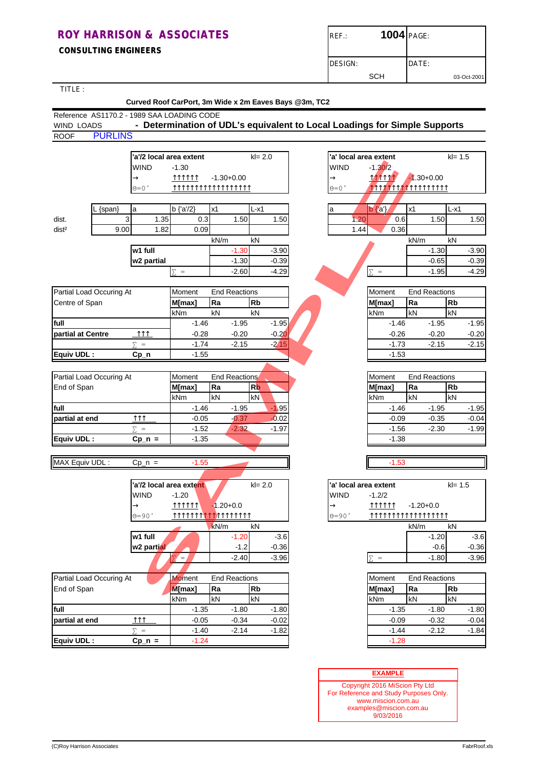**ROY HARRISON & ASSOCIATES**

**CONSULTING ENGINEERS**

| REF.: | 1004 | PAGE: |
|---|---|---|
| DESIGN: | SCH | DATE: 03-Oct-2001 |

TITLE :

**Curved Roof CarPort, 3m Wide x 2m Eaves Bays @3m, TC2**

Reference AS1170.2 - 1989 SAA LOADING CODE

WIND LOADS **- Determination of UDL's equivalent to Local Loadings for Simple Supports**

ROOF PURLINS

## θ=0°

| | | 'a'/2 local area extent | | kl= 2.0 | | 'a' local area extent | | | kl= 1.5 |
|---|---|---|---|---|---|---|---|---|---|
| | WIND | -1.30 | | | WIND | -1.30/2 | | | |
| | → | ↑↑↑↑↑↑ | -1.30+0.00 | | → | ↑↑↑↑↑↑ | -1.30+0.00 | | |
| | θ=0° | ↑↑↑↑↑↑↑↑↑↑↑↑↑↑↑↑↑↑ | | | θ=0° | ↑↑↑↑↑↑↑↑↑↑↑↑↑↑↑↑↑↑ | | | |

| | L {span} | a | b {'a'/2} | x1 | L-x1 | a | b {'a'} | x1 | L-x1 |
|---|---|---|---|---|---|---|---|---|---|
| dist. | 3 | 1.35 | 0.3 | 1.50 | 1.50 | 1.20 | 0.6 | 1.50 | 1.50 |
| dist² | 9.00 | 1.82 | 0.09 | | | 1.44 | 0.36 | | |
| | | | | kN/m | kN | | | kN/m | kN |
| | | w1 full | | -1.30 | -3.90 | | | -1.30 | -3.90 |
| | | w2 partial | | -1.30 | -0.39 | | | -0.65 | -0.39 |
| | | | ∑ = | -2.60 | -4.29 | | ∑ = | -1.95 | -4.29 |

| Partial Load Occuring At Centre of Span | | Moment M[max] kNm | End Reactions Ra kN | Rb kN | Moment M[max] kNm | End Reactions Ra kN | Rb kN |
|---|---|---|---|---|---|---|---|
| full | | -1.46 | -1.95 | -1.95 | -1.46 | -1.95 | -1.95 |
| partial at Centre | ↑↑↑ | -0.28 | -0.20 | -0.20 | -0.26 | -0.20 | -0.20 |
| | ∑ = | -1.74 | -2.15 | -2.15 | -1.73 | -2.15 | -2.15 |
| Equiv UDL : | $Cp\_n$ | -1.55 | | | -1.53 | | |

| Partial Load Occuring At End of Span | | Moment M[max] kNm | End Reactions Ra kN | Rb kN | Moment M[max] kNm | End Reactions Ra kN | Rb kN |
|---|---|---|---|---|---|---|---|
| full | | -1.46 | -1.95 | -1.95 | -1.46 | -1.95 | -1.95 |
| partial at end | ↑↑↑ | -0.05 | -0.37 | -0.02 | -0.09 | -0.35 | -0.04 |
| | ∑ = | -1.52 | -2.32 | -1.97 | -1.56 | -2.30 | -1.99 |
| Equiv UDL : | $Cp\_n$ = | -1.35 | | | -1.38 | | |

| MAX Equiv UDL : | $Cp\_n$ = | -1.55 | | -1.53 |
|---|---|---|---|---|

## θ=90°

| | 'a'/2 local area extent | | kl= 2.0 | | 'a' local area extent | | kl= 1.5 |
|---|---|---|---|---|---|---|---|
| WIND | -1.20 | | | WIND | -1.2/2 | | |
| → | ↑↑↑↑↑↑ | -1.20+0.0 | | → | ↑↑↑↑↑↑ | -1.20+0.0 | |
| θ=90° | ↑↑↑↑↑↑↑↑↑↑↑↑↑↑↑↑↑↑ | | | θ=90° | ↑↑↑↑↑↑↑↑↑↑↑↑↑↑↑↑↑↑ | | |
| | | kN/m | kN | | | kN/m | kN |
| w1 full | | -1.20 | -3.6 | | | -1.20 | -3.6 |
| w2 partial | | -1.2 | -0.36 | | | -0.6 | -0.36 |
| | ∑ = | -2.40 | -3.96 | | ∑ = | -1.80 | -3.96 |

| Partial Load Occuring At End of Span | | Moment M[max] kNm | End Reactions Ra kN | Rb kN | Moment M[max] kNm | End Reactions Ra kN | Rb kN |
|---|---|---|---|---|---|---|---|
| full | | -1.35 | -1.80 | -1.80 | -1.35 | -1.80 | -1.80 |
| partial at end | ↑↑↑ | -0.05 | -0.34 | -0.02 | -0.09 | -0.32 | -0.04 |
| | ∑ = | -1.40 | -2.14 | -1.82 | -1.44 | -2.12 | -1.84 |
| Equiv UDL : | $Cp\_n$ = | -1.24 | | | -1.28 | | |

**EXAMPLE**

Copyright 2016 MiScion Pty Ltd
For Reference and Study Purposes Only.
www.miscion.com.au
examples@miscion.com.au
9/03/2016

(C)Roy Harrison Associates FabrRoof.xls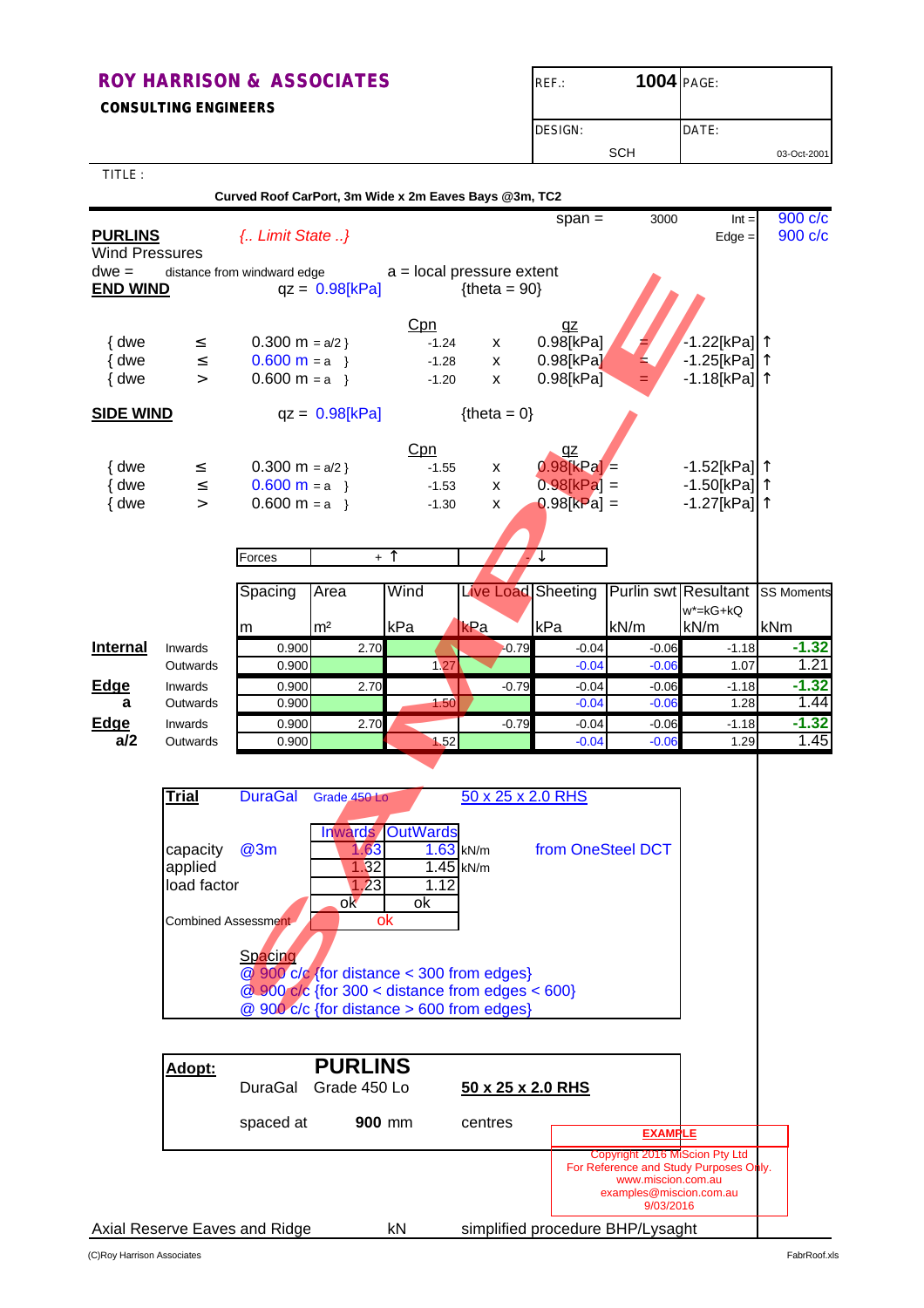**ROY HARRISON & ASSOCIATES**
**CONSULTING ENGINEERS**

| REF.: | 1004 | PAGE: |
|---|---|---|
| DESIGN: | SCH | DATE: 03-Oct-2001 |

TITLE :

**Curved Roof CarPort, 3m Wide x 2m Eaves Bays @3m, TC2**

span = 3000 Int = 900 c/c
Edge = 900 c/c

**PURLINS** *{.. Limit State ..}*

Wind Pressures

dwe = distance from windward edge a = local pressure extent

**END WIND** qz = 0.98[kPa] {theta = 90}

| | | | Cpn | | qz | | |
|---|---|---|---|---|---|---|---|
| { dwe | ≤ | 0.300 m = a/2 } | -1.24 | x | 0.98[kPa] | = | -1.22[kPa] ↑ |
| { dwe | ≤ | 0.600 m = a } | -1.28 | x | 0.98[kPa] | = | -1.25[kPa] ↑ |
| { dwe | > | 0.600 m = a } | -1.20 | x | 0.98[kPa] | = | -1.18[kPa] ↑ |

**SIDE WIND** qz = 0.98[kPa] {theta = 0}

| | | | Cpn | | qz | | |
|---|---|---|---|---|---|---|---|
| { dwe | ≤ | 0.300 m = a/2 } | -1.55 | x | 0.98[kPa] | = | -1.52[kPa] ↑ |
| { dwe | ≤ | 0.600 m = a } | -1.53 | x | 0.98[kPa] | = | -1.50[kPa] ↑ |
| { dwe | > | 0.600 m = a } | -1.30 | x | 0.98[kPa] | = | -1.27[kPa] ↑ |

Forces + ↑ - ↓

| | | Spacing (m) | Area (m²) | Wind (kPa) | Live Load (kPa) | Sheeting (kPa) | Purlin swt (kN/m) | Resultant w*=kG+kQ (kN/m) | SS Moments (kNm) |
|---|---|---|---|---|---|---|---|---|---|
| **Internal** | Inwards | 0.900 | 2.70 | | -0.79 | -0.04 | -0.06 | -1.18 | **-1.32** |
| | Outwards | 0.900 | | 1.27 | | -0.04 | -0.06 | 1.07 | 1.21 |
| **Edge** | Inwards | 0.900 | 2.70 | | -0.79 | -0.04 | -0.06 | -1.18 | **-1.32** |
| **a** | Outwards | 0.900 | | 1.50 | | -0.04 | -0.06 | 1.28 | 1.44 |
| **Edge** | Inwards | 0.900 | 2.70 | | -0.79 | -0.04 | -0.06 | -1.18 | **-1.32** |
| **a/2** | Outwards | 0.900 | | 1.52 | | -0.04 | -0.06 | 1.29 | 1.45 |

**Trial** DuraGal Grade 450 Lo 50 x 25 x 2.0 RHS

| | | Inwards | OutWards | |
|---|---|---|---|---|
| capacity | @3m | 1.63 | 1.63 | kN/m |
| applied | | 1.32 | 1.45 | kN/m |
| load factor | | 1.23 | 1.12 | |
| | | ok | ok | |

from OneSteel DCT

Combined Assessment ok

Spacing
@ 900 c/c {for distance < 300 from edges}
@ 900 c/c {for 300 < distance from edges < 600}
@ 900 c/c {for distance > 600 from edges}

**Adopt:** **PURLINS**
DuraGal Grade 450 Lo **50 x 25 x 2.0 RHS**
spaced at **900** mm centres

**EXAMPLE**
Copyright 2016 MiScion Pty Ltd
For Reference and Study Purposes Only.
www.miscion.com.au
examples@miscion.com.au
9/03/2016

Axial Reserve Eaves and Ridge kN simplified procedure BHP/Lysaght

(C)Roy Harrison Associates FabrRoof.xls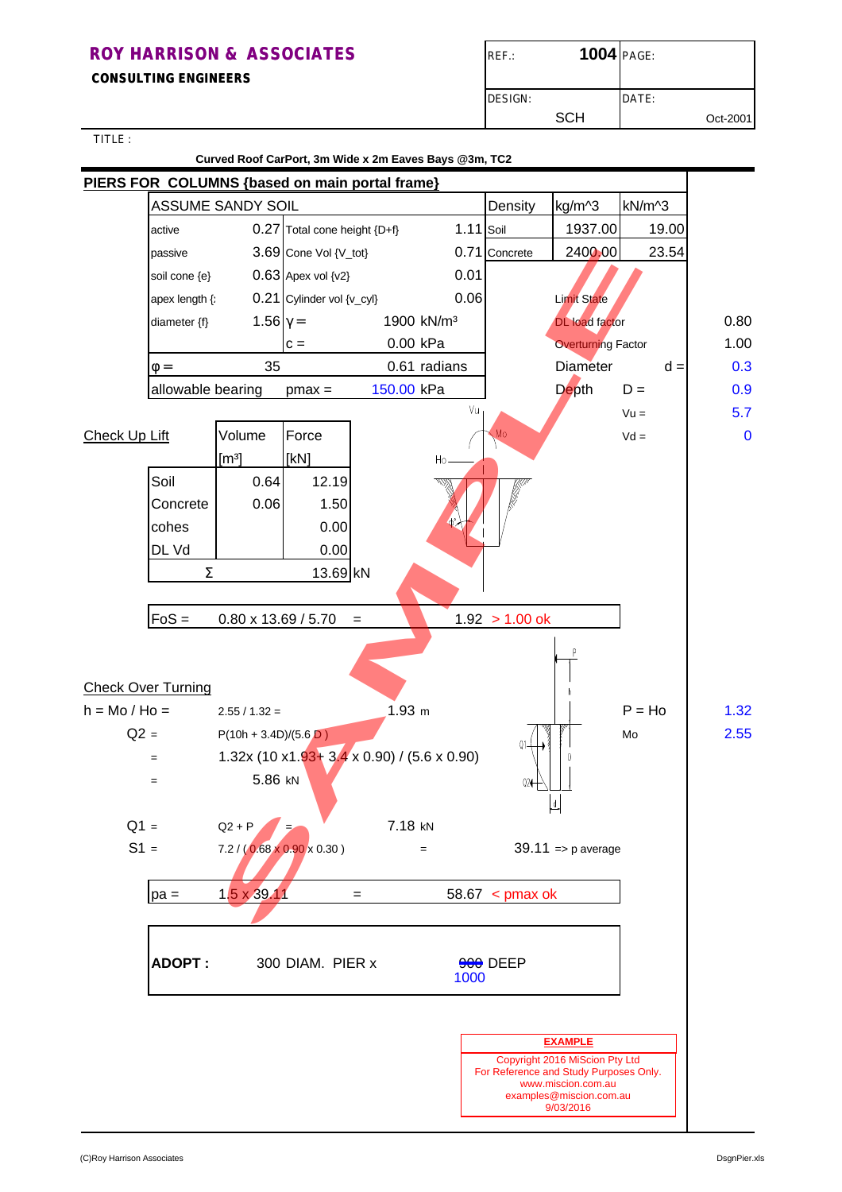**ROY HARRISON & ASSOCIATES**
**CONSULTING ENGINEERS**

| REF.: | 1004 | PAGE: |
|---|---|---|
| DESIGN: | SCH | DATE: Oct-2001 |

TITLE :

**Curved Roof CarPort, 3m Wide x 2m Eaves Bays @3m, TC2**

## PIERS FOR COLUMNS {based on main portal frame}

| ASSUME SANDY SOIL | | | | Density | kg/m^3 | kN/m^3 |
|---|---|---|---|---|---|---|
| active | 0.27 | Total cone height {D+f} | 1.11 | Soil | 1937.00 | 19.00 |
| passive | 3.69 | Cone Vol {V_tot} | 0.71 | Concrete | 2400.00 | 23.54 |
| soil cone {e} | 0.63 | Apex vol {v2} | 0.01 | | | |
| apex length {: | 0.21 | Cylinder vol {v_cyl} | 0.06 | | | |
| diameter {f} | 1.56 | $\gamma$ = | 1900 kN/m³ | | | |
| | | c = | 0.00 kPa | | | |
| $\varphi$ = | 35 | | 0.61 radians | | | |
| allowable bearing | | pmax = | 150.00 kPa | | | |

| | | |
|---|---|---|
| Limit State | | |
| DL load factor | | 0.80 |
| Overturning Factor | | 1.00 |
| Diameter | d = | 0.3 |
| Depth | D = | 0.9 |
| | Vu = | 5.7 |
| | Vd = | 0 |

### Check Up Lift

| | Volume [m³] | Force [kN] |
|---|---|---|
| Soil | 0.64 | 12.19 |
| Concrete | 0.06 | 1.50 |
| cohes | | 0.00 |
| DL Vd | | 0.00 |
| Σ | | 13.69 kN |

FoS = 0.80 x 13.69 / 5.70 = 1.92 > 1.00 ok

### Check Over Turning

| | |
|---|---|
| P = Ho | 1.32 |
| Mo | 2.55 |

h = Mo / Ho = 2.55 / 1.32 = 1.93 m

Q2 = P(10h + 3.4D)/(5.6 D )

= 1.32x (10 x1.93+ 3.4 x 0.90) / (5.6 x 0.90)

= 5.86 kN

Q1 = Q2 + P = 7.18 kN

S1 = 7.2 / ( 0.68 x 0.90 x 0.30 ) = 39.11 => p average

pa = 1.5 x 39.11 = 58.67 < pmax ok

**ADOPT :** 300 DIAM. PIER x ~~900~~ 1000 DEEP

**EXAMPLE**
Copyright 2016 MiScion Pty Ltd
For Reference and Study Purposes Only.
www.miscion.com.au
examples@miscion.com.au
9/03/2016

(C)Roy Harrison Associates DsgnPier.xls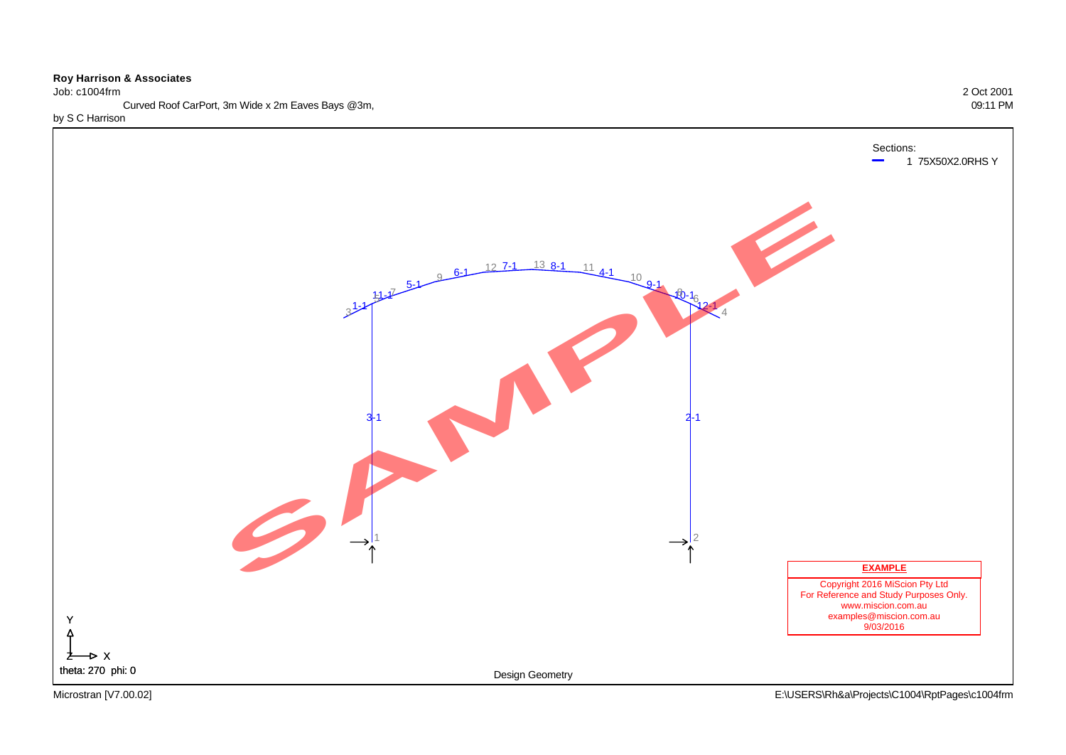**Roy Harrison & Associates**

Job: c1004frm

Curved Roof CarPort, 3m Wide x 2m Eaves Bays @3m,

by S C Harrison

2 Oct 2001

09:11 PM

Sections:

1 75X50X2.0RHS Y

3 1-1 11-1 7 5-1 9 6-1 12 7-1 13 8-1 11 4-1 10 9-1 8 10-1 6 12-1 4

3-1

2-1

1

2

SAMPLE

**EXAMPLE**

Copyright 2016 MiScion Pty Ltd
For Reference and Study Purposes Only.
www.miscion.com.au
examples@miscion.com.au
9/03/2016

Y

Z X

theta: 270 phi: 0

Design Geometry

Microstran [V7.00.02]

E:\USERS\Rh&a\Projects\C1004\RptPages\c1004frm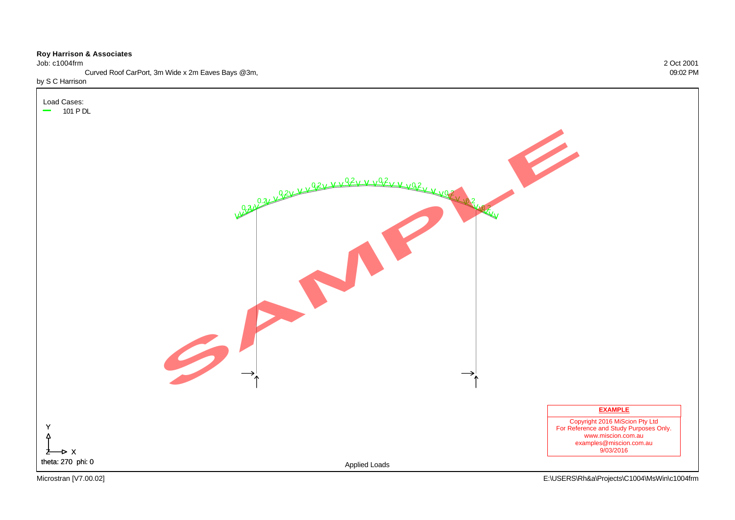**Roy Harrison & Associates**
Job: c1004frm
Curved Roof CarPort, 3m Wide x 2m Eaves Bays @3m,
by S C Harrison

2 Oct 2001
09:02 PM

Load Cases:
101 P DL

theta: 270 phi: 0

Applied Loads

| EXAMPLE |
| --- |
| Copyright 2016 MiScion Pty Ltd<br>For Reference and Study Purposes Only.<br>www.miscion.com.au<br>examples@miscion.com.au<br>9/03/2016 |

Microstran [V7.00.02]

E:\USERS\Rh&a\Projects\C1004\MsWin\c1004frm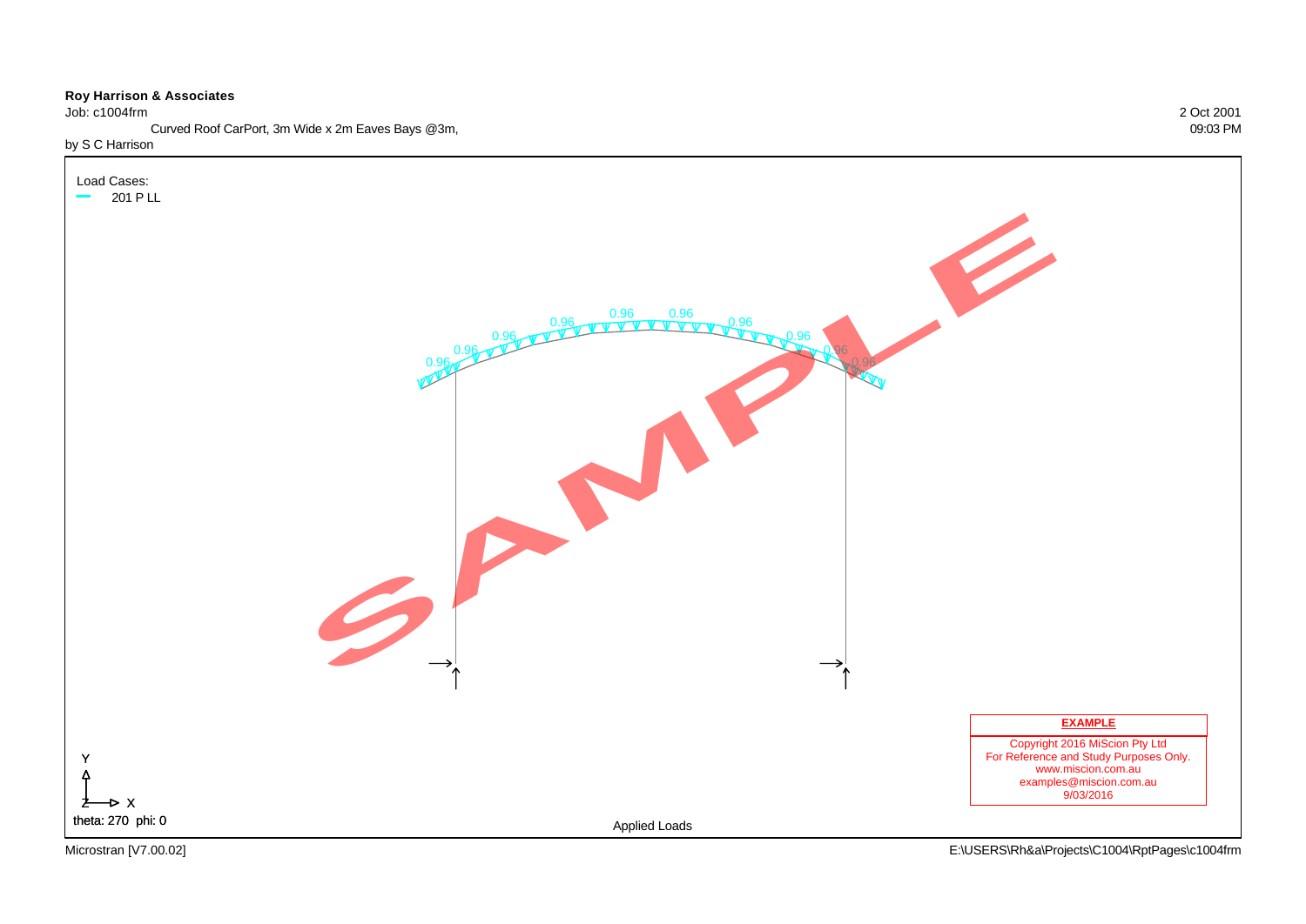**Roy Harrison & Associates**

Job: c1004frm

Curved Roof CarPort, 3m Wide x 2m Eaves Bays @3m,

by S C Harrison

2 Oct 2001

09:03 PM

Load Cases:

201 P LL

0.96 0.96 0.96 0.96 0.96 0.96 0.96 0.96 0.96 0.96

SAMPLE

Y

Z X

theta: 270 phi: 0

Applied Loads

**EXAMPLE**

Copyright 2016 MiScion Pty Ltd
For Reference and Study Purposes Only.
www.miscion.com.au
examples@miscion.com.au
9/03/2016

Microstran [V7.00.02]

E:\USERS\Rh&a\Projects\C1004\RptPages\c1004frm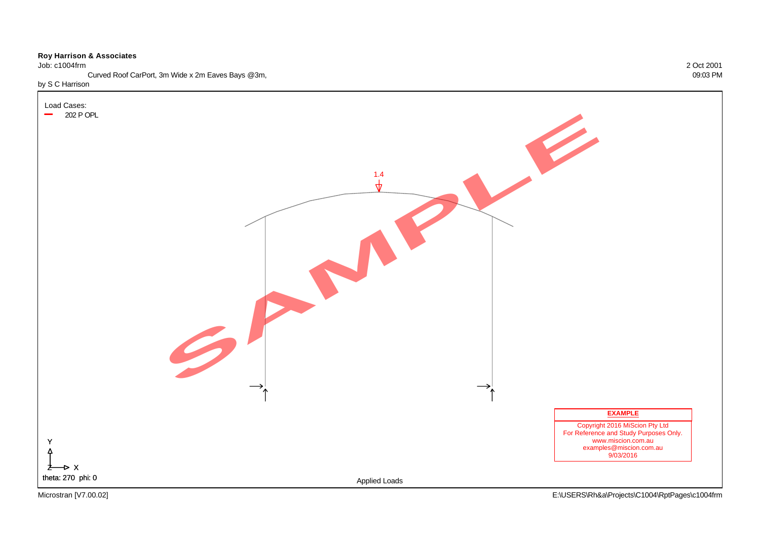**Roy Harrison & Associates**

Job: c1004frm

Curved Roof CarPort, 3m Wide x 2m Eaves Bays @3m,

by S C Harrison

2 Oct 2001

09:03 PM

Load Cases:

202 P OPL

1.4

SAMPLE

**EXAMPLE**

Copyright 2016 MiScion Pty Ltd
For Reference and Study Purposes Only.
www.miscion.com.au
examples@miscion.com.au
9/03/2016

Y

Z X

theta: 270 phi: 0

Applied Loads

Microstran [V7.00.02]

E:\USERS\Rh&a\Projects\C1004\RptPages\c1004frm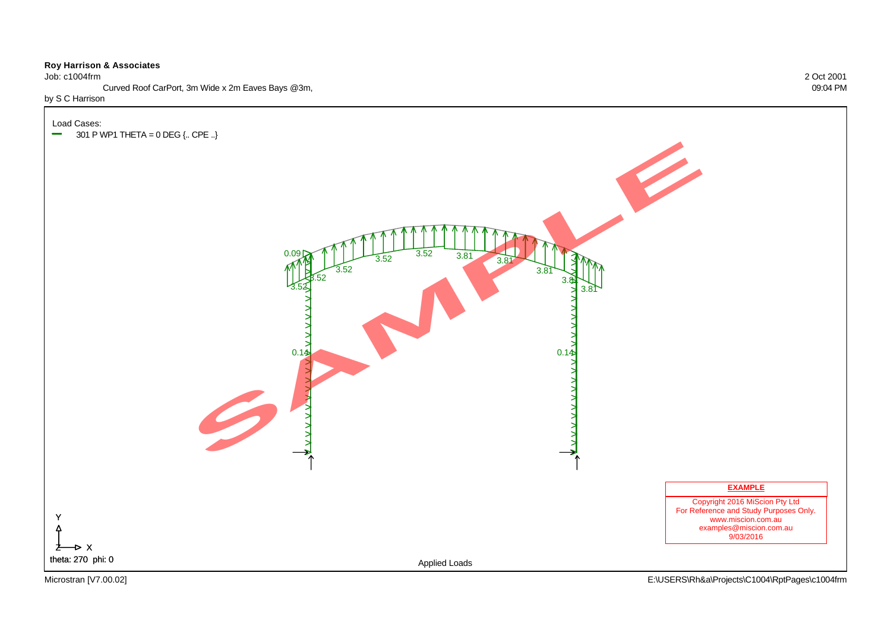**Roy Harrison & Associates**
Job: c1004frm

Curved Roof CarPort, 3m Wide x 2m Eaves Bays @3m,

by S C Harrison

2 Oct 2001
09:04 PM

Load Cases:

301 P WP1 THETA = 0 DEG {.. CPE ..}

0.09
3.52
3.52
3.52
3.52
3.52
3.81
3.81
3.81
3.81
3.81
0.14
0.14

SAMPLE

Y
Z X
theta: 270 phi: 0

Applied Loads

**EXAMPLE**

Copyright 2016 MiScion Pty Ltd
For Reference and Study Purposes Only.
www.miscion.com.au
examples@miscion.com.au
9/03/2016

Microstran [V7.00.02]

E:\USERS\Rh&a\Projects\C1004\RptPages\c1004frm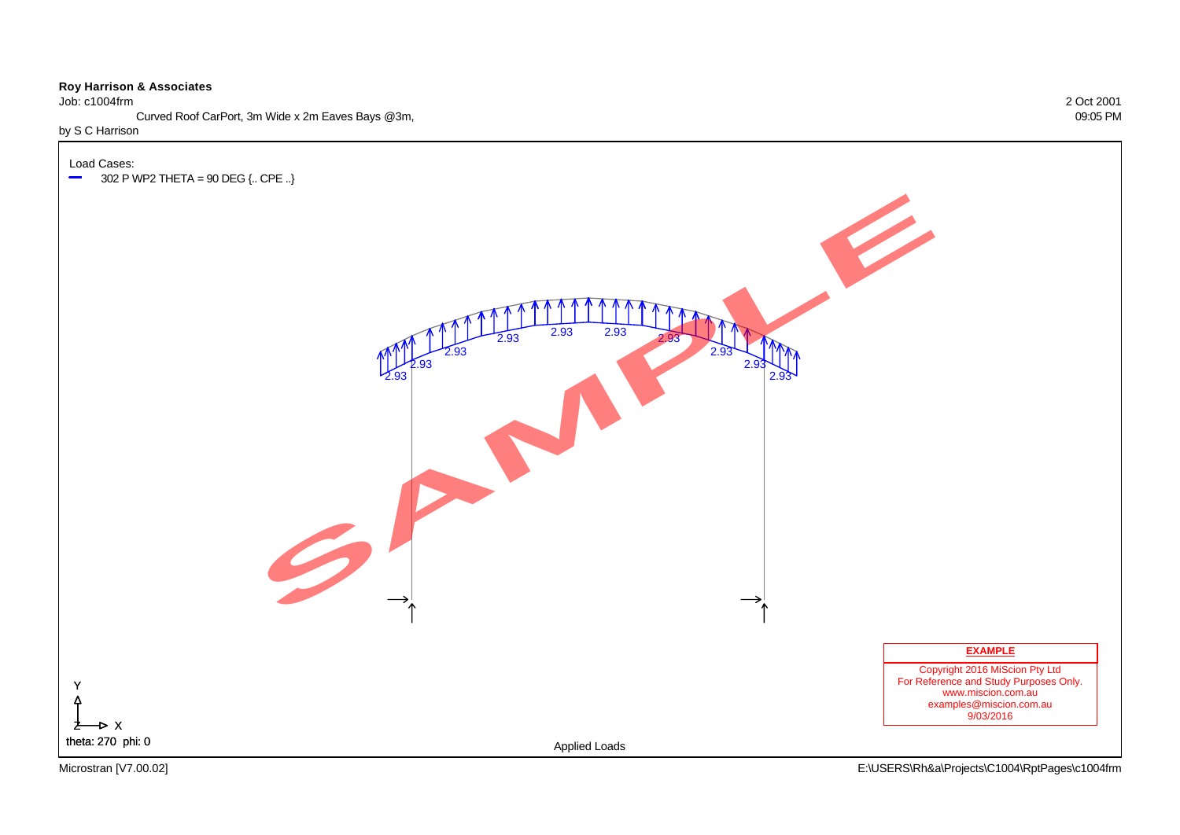**Roy Harrison & Associates**

Job: c1004frm

Curved Roof CarPort, 3m Wide x 2m Eaves Bays @3m,

by S C Harrison

2 Oct 2001

09:05 PM

Load Cases:

302 P WP2 THETA = 90 DEG {.. CPE ..}

2.93 2.93 2.93 2.93 2.93 2.93 2.93 2.93 2.93 2.93

SAMPLE

**EXAMPLE**

Copyright 2016 MiScion Pty Ltd
For Reference and Study Purposes Only.
www.miscion.com.au
examples@miscion.com.au
9/03/2016

Y

Z X

theta: 270 phi: 0

Applied Loads

Microstran [V7.00.02]

E:\USERS\Rh&a\Projects\C1004\RptPages\c1004frm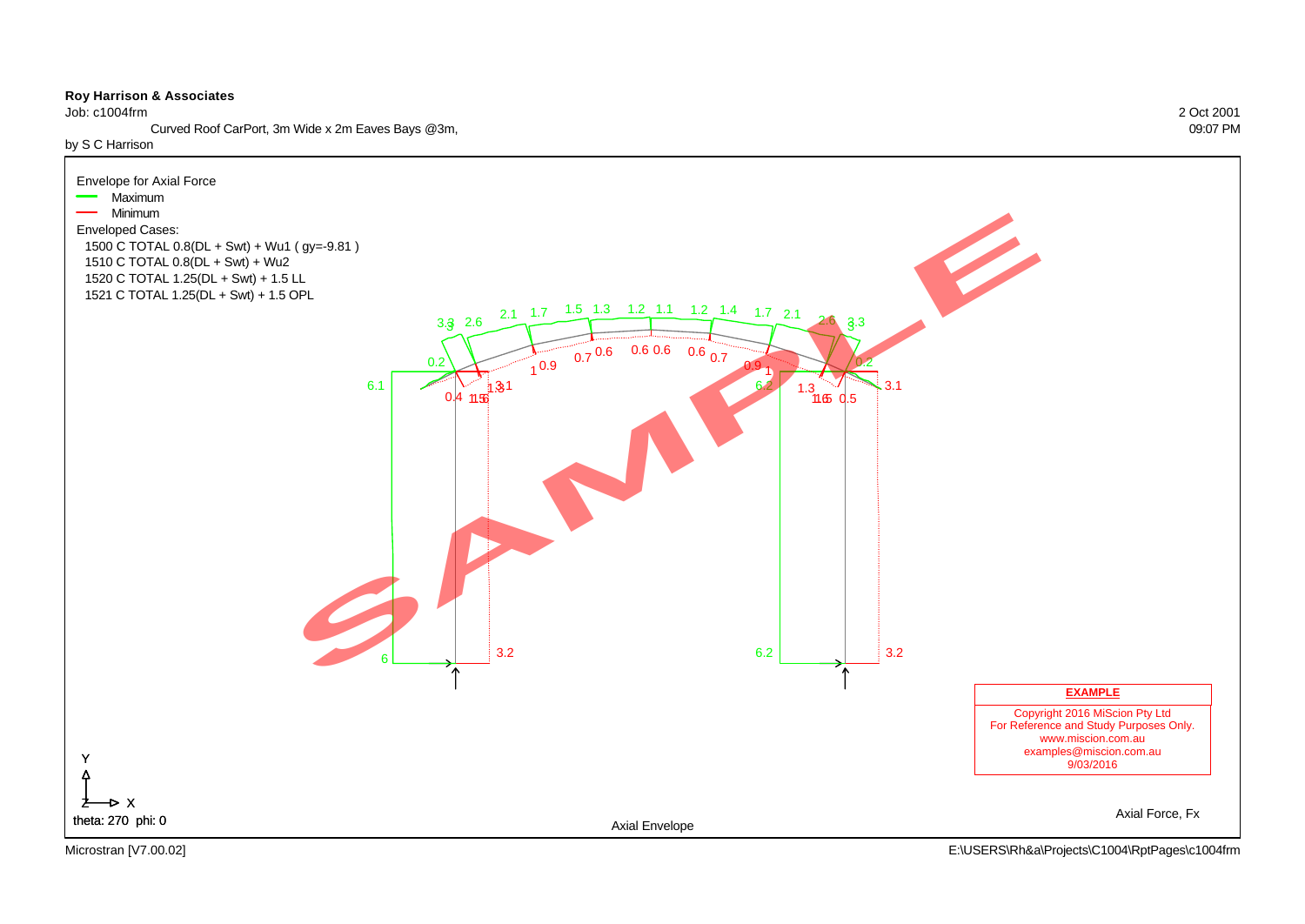**Roy Harrison & Associates**
Job: c1004frm
Curved Roof CarPort, 3m Wide x 2m Eaves Bays @3m,
by S C Harrison

2 Oct 2001
09:07 PM

Envelope for Axial Force

- Maximum
- Minimum

Enveloped Cases:

1500 C TOTAL 0.8(DL + Swt) + Wu1 ( gy=-9.81 )
1510 C TOTAL 0.8(DL + Swt) + Wu2
1520 C TOTAL 1.25(DL + Swt) + 1.5 LL
1521 C TOTAL 1.25(DL + Swt) + 1.5 OPL

3.3 3 2.6 2.1 1.7 1.5 1.3 1.2 1.1 1.2 1.4 1.7 2.1 2.6 3 3.3

0.2 0.2

6.1 6.2 3.1 3.1

0.4 1.5 1.6 1.3 1 0.9 0.7 0.6 0.6 0.6 0.6 0.7 0.9 1 1.3 1.6 1.5 0.5

6 3.2 6.2 3.2

**EXAMPLE**
Copyright 2016 MiScion Pty Ltd
For Reference and Study Purposes Only.
www.miscion.com.au
examples@miscion.com.au
9/03/2016

theta: 270 phi: 0

Axial Envelope

Axial Force, Fx

Microstran [V7.00.02]

E:\USERS\Rh&a\Projects\C1004\RptPages\c1004frm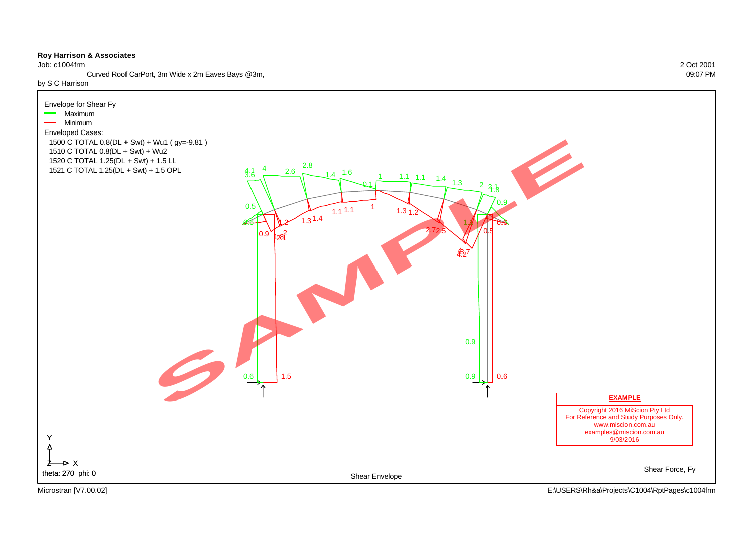**Roy Harrison & Associates**

Job: c1004frm

Curved Roof CarPort, 3m Wide x 2m Eaves Bays @3m,

by S C Harrison

2 Oct 2001

09:07 PM

Envelope for Shear Fy

- Maximum
- Minimum

Enveloped Cases:

1500 C TOTAL 0.8(DL + Swt) + Wu1 ( gy=-9.81 )

1510 C TOTAL 0.8(DL + Swt) + Wu2

1520 C TOTAL 1.25(DL + Swt) + 1.5 LL

1521 C TOTAL 1.25(DL + Swt) + 1.5 OPL

theta: 270 phi: 0

Shear Envelope

Shear Force, Fy

**EXAMPLE**

Copyright 2016 MiScion Pty Ltd

For Reference and Study Purposes Only.

www.miscion.com.au

examples@miscion.com.au

9/03/2016

Microstran [V7.00.02]

E:\USERS\Rh&a\Projects\C1004\RptPages\c1004frm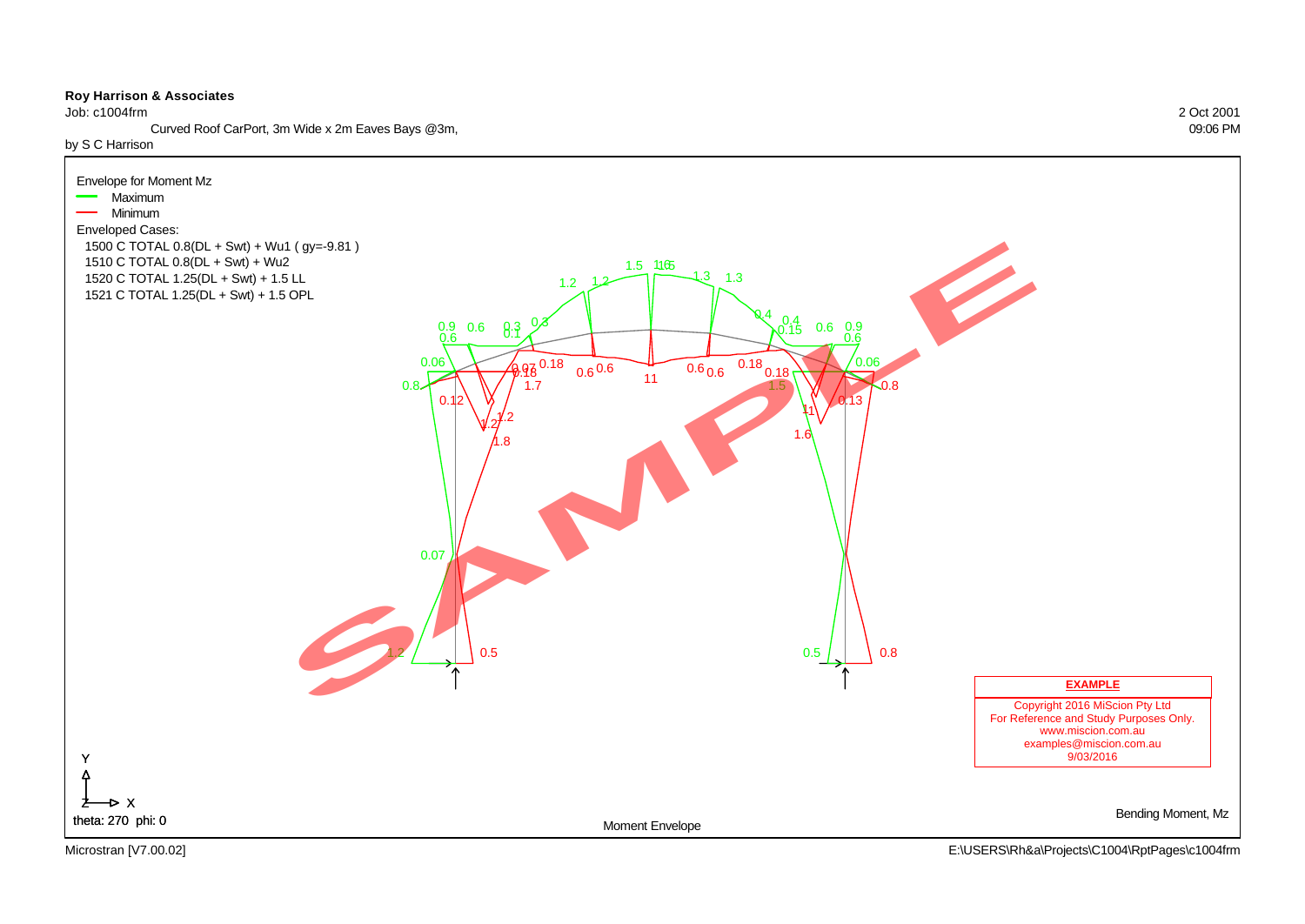**Roy Harrison & Associates**

Job: c1004frm

Curved Roof CarPort, 3m Wide x 2m Eaves Bays @3m,

by S C Harrison

2 Oct 2001

09:06 PM

Envelope for Moment Mz

- Maximum
- Minimum

Enveloped Cases:

1500 C TOTAL 0.8(DL + Swt) + Wu1 ( gy=-9.81 )

1510 C TOTAL 0.8(DL + Swt) + Wu2

1520 C TOTAL 1.25(DL + Swt) + 1.5 LL

1521 C TOTAL 1.25(DL + Swt) + 1.5 OPL

EXAMPLE

Copyright 2016 MiScion Pty Ltd

For Reference and Study Purposes Only.

www.miscion.com.au

examples@miscion.com.au

9/03/2016

theta: 270 phi: 0

Moment Envelope

Bending Moment, Mz

Microstran [V7.00.02]

E:\USERS\Rh&a\Projects\C1004\RptPages\c1004frm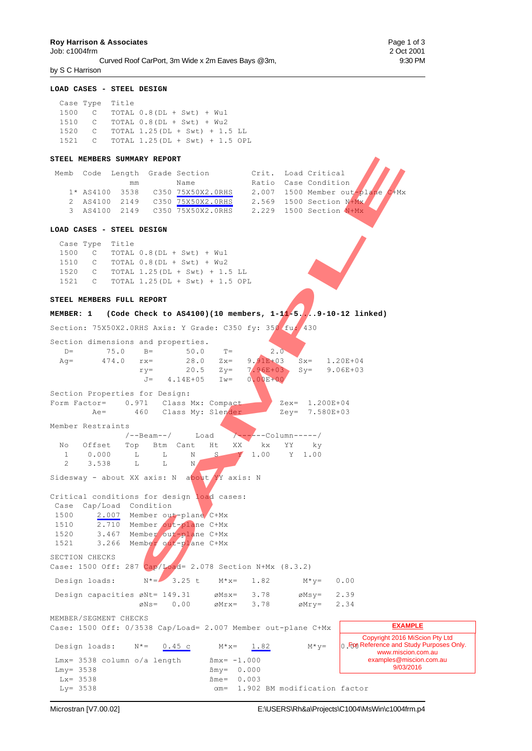**Roy Harrison & Associates**
Job: c1004frm
Curved Roof CarPort, 3m Wide x 2m Eaves Bays @3m,
by S C Harrison

2 Oct 2001
9:30 PM

**LOAD CASES - STEEL DESIGN**

```
 Case Type  Title
 1500   C   TOTAL 0.8(DL + Swt) + Wu1
 1510   C   TOTAL 0.8(DL + Swt) + Wu2
 1520   C   TOTAL 1.25(DL + Swt) + 1.5 LL
 1521   C   TOTAL 1.25(DL + Swt) + 1.5 OPL
```

**STEEL MEMBERS SUMMARY REPORT**

```
 Memb  Code   Length  Grade Section        Crit.  Load Critical
                mm          Name           Ratio  Case Condition
    1* AS4100  3538    C350 75X50X2.0RHS   2.007  1500 Member out-plane C+Mx
    2  AS4100  2149    C350 75X50X2.0RHS   2.569  1500 Section N+Mx
    3  AS4100  2149    C350 75X50X2.0RHS   2.229  1500 Section N+Mx
```

**LOAD CASES - STEEL DESIGN**

```
 Case Type  Title
 1500   C   TOTAL 0.8(DL + Swt) + Wu1
 1510   C   TOTAL 0.8(DL + Swt) + Wu2
 1520   C   TOTAL 1.25(DL + Swt) + 1.5 LL
 1521   C   TOTAL 1.25(DL + Swt) + 1.5 OPL
```

**STEEL MEMBERS FULL REPORT**

**MEMBER: 1    (Code Check to AS4100)(10 members, 1-11-5....9-10-12 linked)**

```
Section: 75X50X2.0RHS Axis: Y Grade: C350 fy: 350 fu: 430

Section dimensions and properties.
   D=       75.0     B=       50.0     T=        2.0
  Ag=      474.0    rx=       28.0    Zx=   9.91E+03   Sx=   1.20E+04
                    ry=       20.5    Zy=   7.96E+03   Sy=   9.06E+03
                     J=   4.14E+05    Iw=   0.00E+00

Section Properties for Design:
Form Factor=    0.971   Class Mx: Compact        Zex=  1.200E+04
        Ae=      460    Class My: Slender        Zey=  7.580E+03

Member Restraints
               /--Beam--/     Load    /------Column-----/
  No   Offset   Top   Btm  Cant   Ht   XX    kx   YY    ky
   1   0.000     L     L    N     S     Y   1.00   Y   1.00
   2   3.538     L     L    N

Sidesway - about XX axis: N  about YY axis: N

Critical conditions for design load cases:
 Case  Cap/Load  Condition
 1500    2.007   Member out-plane C+Mx
 1510    2.710   Member out-plane C+Mx
 1520    3.467   Member out-plane C+Mx
 1521    3.266   Member out-plane C+Mx

SECTION CHECKS
Case: 1500 Off: 287 Cap/Load= 2.078 Section N+Mx (8.3.2)

 Design loads:       N*=    3.25 t    M*x=    1.82        M*y=    0.00

 Design capacities øNt= 149.31      øMsx=    3.78      øMsy=    2.39
                   øNs=    0.00      øMrx=    3.78      øMry=    2.34

MEMBER/SEGMENT CHECKS
Case: 1500 Off: 0/3538 Cap/Load= 2.007 Member out-plane C+Mx

 Design loads:      N*=    0.45 c     M*x=    1.82        M*y=    0.00

Lmx= 3538 column o/a length       ßmx= -1.000
Lmy= 3538                         ßmy=  0.000
 Lx= 3538                         ßme=  0.003
 Ly= 3538                          αm=  1.902 BM modification factor
```

**EXAMPLE**
Copyright 2016 MiScion Pty Ltd
For Reference and Study Purposes Only.
www.miscion.com.au
examples@miscion.com.au
9/03/2016

Microstran [V7.00.02]    E:\USERS\Rh&a\Projects\C1004\MsWin\c1004frm.p4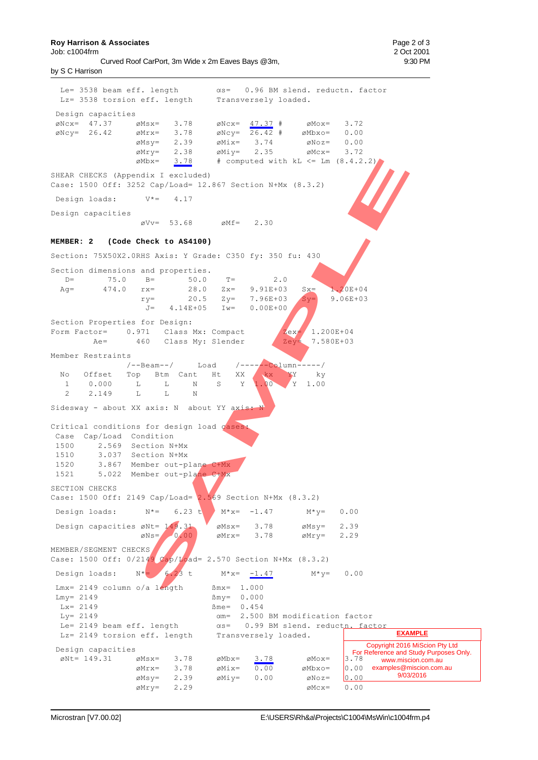```
 Le= 3538 beam eff. length        αs=   0.96 BM slend. reductn. factor
 Lz= 3538 torsion eff. length     Transversely loaded.

 Design capacities
 øNcx=  47.37     øMsx=   3.78     øNcx=  47.37 #     øMox=   3.72
 øNcy=  26.42     øMrx=   3.78     øNcy=  26.42 #    øMbxo=   0.00
                  øMsy=   2.39     øMix=   3.74       øNoz=   0.00
                  øMry=   2.38     øMiy=   2.35       øMcx=   3.72
                  øMbx=   3.78     # computed with kL <= Lm (8.4.2.2)

SHEAR CHECKS (Appendix I excluded)
Case: 1500 Off: 3252 Cap/Load= 12.867 Section N+Mx (8.3.2)

 Design loads:      V*=   4.17

Design capacities
                  øVv=  53.68      øMf=   2.30
```

**MEMBER: 2    (Code Check to AS4100)**

```
Section: 75X50X2.0RHS Axis: Y Grade: C350 fy: 350 fu: 430

Section dimensions and properties.
   D=       75.0     B=       50.0     T=        2.0
  Ag=      474.0    rx=       28.0    Zx=    9.91E+03    Sx=    1.20E+04
                    ry=       20.5    Zy=    7.96E+03    Sy=    9.06E+03
                     J=   4.14E+05    Iw=    0.00E+00

Section Properties for Design:
Form Factor=    0.971   Class Mx: Compact          Zex=  1.200E+04
        Ae=      460    Class My: Slender          Zey=  7.580E+03

Member Restraints
                /--Beam--/     Load    /------Column-----/
  No   Offset   Top   Btm  Cant   Ht    XX     kx     YY     ky
   1    0.000    L     L     N     S     Y    1.00     Y   1.00
   2    2.149    L     L     N

Sidesway - about XX axis: N  about YY axis: N

Critical conditions for design load cases:
 Case   Cap/Load  Condition
 1500     2.569   Section N+Mx
 1510     3.037   Section N+Mx
 1520     3.867   Member out-plane C+Mx
 1521     5.022   Member out-plane C+Mx

SECTION CHECKS
Case: 1500 Off: 2149 Cap/Load= 2.569 Section N+Mx (8.3.2)

 Design loads:      N*=   6.23 t     M*x=  -1.47       M*y=   0.00

 Design capacities øNt= 149.31      øMsx=   3.78      øMsy=   2.39
                   øNs=   0.00      øMrx=   3.78      øMry=   2.29

MEMBER/SEGMENT CHECKS
Case: 1500 Off: 0/2149 Cap/Load= 2.570 Section N+Mx (8.3.2)

 Design loads:    N*=    6.23 t      M*x=  -1.47        M*y=   0.00

 Lmx= 2149 column o/a length       ßmx=  1.000
 Lmy= 2149                         ßmy=  0.000
  Lx= 2149                         ßme=  0.454
  Ly= 2149                          αm=  2.500 BM modification factor
  Le= 2149 beam eff. length         αs=   0.99 BM slend. reductn. factor
  Lz= 2149 torsion eff. length     Transversely loaded.

 Design capacities
  øNt= 149.31     øMsx=   3.78     øMbx=   3.78       øMox=   3.78
                  øMrx=   3.78     øMix=   0.00      øMbxo=   0.00
                  øMsy=   2.39     øMiy=   0.00       øNoz=   0.00
                  øMry=   2.29                        øMcx=   0.00
```

**EXAMPLE**

Copyright 2016 MiScion Pty Ltd
For Reference and Study Purposes Only.
www.miscion.com.au
examples@miscion.com.au
9/03/2016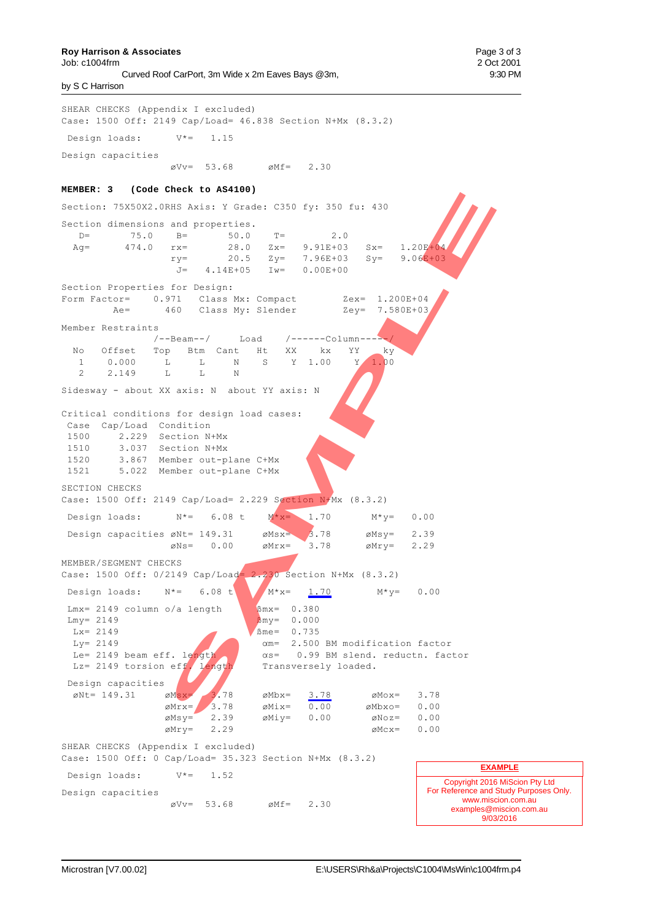```
SHEAR CHECKS (Appendix I excluded)
Case: 1500 Off: 2149 Cap/Load= 46.838 Section N+Mx (8.3.2)

 Design loads:      V*=   1.15

Design capacities
                   øVv=  53.68      øMf=   2.30
```

**MEMBER: 3   (Code Check to AS4100)**

```
Section: 75X50X2.0RHS Axis: Y Grade: C350 fy: 350 fu: 430

Section dimensions and properties.
   D=       75.0    B=       50.0    T=        2.0
  Ag=      474.0   rx=       28.0   Zx=   9.91E+03   Sx=   1.20E+04
                   ry=       20.5   Zy=   7.96E+03   Sy=   9.06E+03
                    J=   4.14E+05   Iw=   0.00E+00

Section Properties for Design:
Form Factor=     0.971   Class Mx: Compact        Zex=  1.200E+04
        Ae=      460   Class My: Slender        Zey=  7.580E+03

Member Restraints
                /--Beam--/     Load    /------Column-----/
  No   Offset   Top   Btm  Cant   Ht    XX     kx    YY     ky
   1    0.000    L     L     N     S     Y   1.00     Y   1.00
   2    2.149    L     L     N

Sidesway - about XX axis: N  about YY axis: N

Critical conditions for design load cases:
 Case   Cap/Load  Condition
 1500     2.229  Section N+Mx
 1510     3.037  Section N+Mx
 1520     3.867  Member out-plane C+Mx
 1521     5.022  Member out-plane C+Mx

SECTION CHECKS
Case: 1500 Off: 2149 Cap/Load= 2.229 Section N+Mx (8.3.2)

 Design loads:      N*=   6.08 t     M*x=   1.70       M*y=   0.00

 Design capacities øNt= 149.31     øMsx=   3.78      øMsy=   2.39
                   øNs=   0.00     øMrx=   3.78      øMry=   2.29

MEMBER/SEGMENT CHECKS
Case: 1500 Off: 0/2149 Cap/Load= 2.230 Section N+Mx (8.3.2)

 Design loads:    N*=    6.08 t     M*x=   1.70       M*y=   0.00

 Lmx= 2149 column o/a length        ßmx=  0.380
 Lmy= 2149                          ßmy=  0.000
  Lx= 2149                          ßme=  0.735
  Ly= 2149                          αm=  2.500 BM modification factor
  Le= 2149 beam eff. length         αs=   0.99 BM slend. reductn. factor
  Lz= 2149 torsion eff. length      Transversely loaded.

 Design capacities
  øNt= 149.31      øMsx=   3.78     øMbx=   3.78       øMox=   3.78
                   øMrx=   3.78     øMix=   0.00       øMbxo=   0.00
                   øMsy=   2.39     øMiy=   0.00       øNoz=   0.00
                   øMry=   2.29                        øMcx=   0.00

SHEAR CHECKS (Appendix I excluded)
Case: 1500 Off: 0 Cap/Load= 35.323 Section N+Mx (8.3.2)

 Design loads:      V*=   1.52

Design capacities
                   øVv=  53.68      øMf=   2.30
```

**EXAMPLE**
Copyright 2016 MiScion Pty Ltd
For Reference and Study Purposes Only.
www.miscion.com.au
examples@miscion.com.au
9/03/2016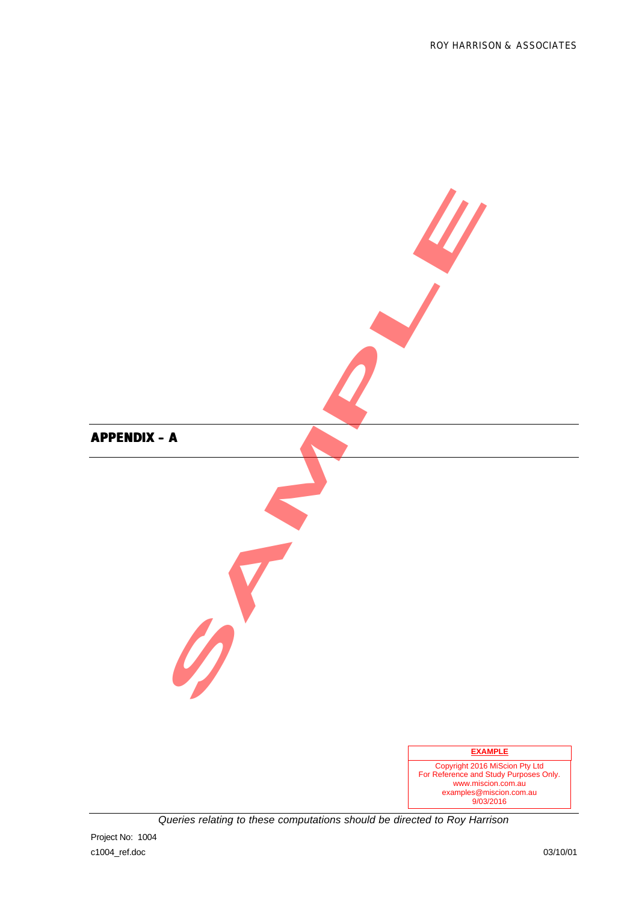# APPENDIX – A

**EXAMPLE**

Copyright 2016 MiScion Pty Ltd
For Reference and Study Purposes Only.
www.miscion.com.au
examples@miscion.com.au
9/03/2016

*Queries relating to these computations should be directed to Roy Harrison*

Project No: 1004

c1004_ref.doc

03/10/01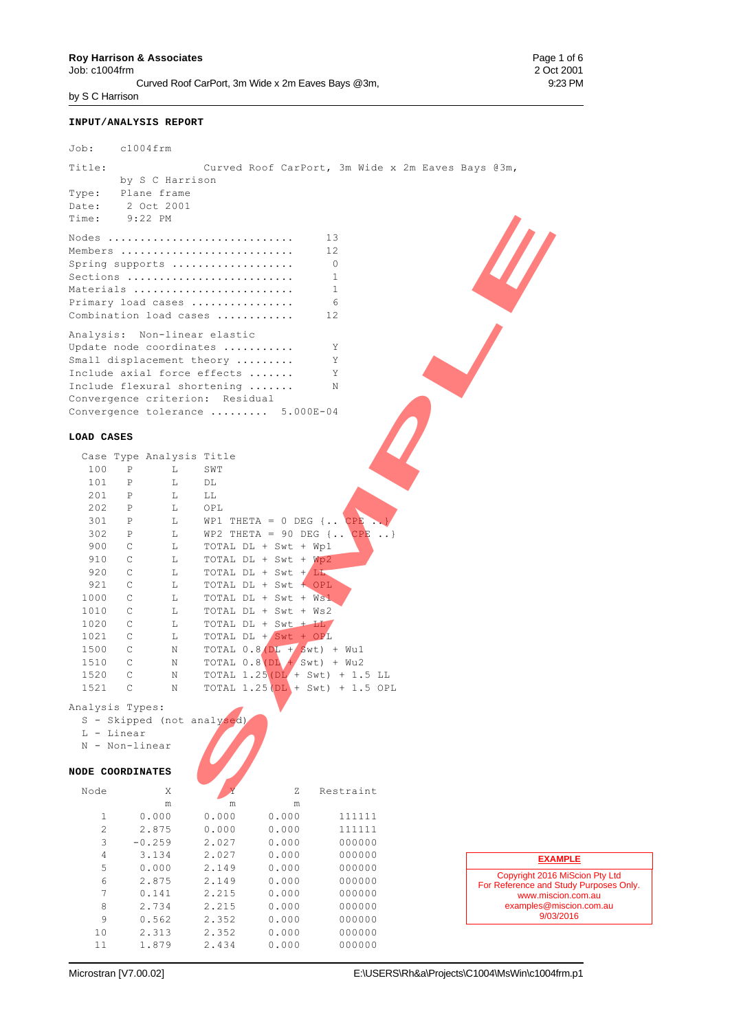**Roy Harrison & Associates**
Job: c1004frm
Curved Roof CarPort, 3m Wide x 2m Eaves Bays @3m,
by S C Harrison

2 Oct 2001
9:23 PM

## INPUT/ANALYSIS REPORT

```
Job:    c1004frm

Title:             Curved Roof CarPort, 3m Wide x 2m Eaves Bays @3m,
        by S C Harrison
Type:   Plane frame
Date:    2 Oct 2001
Time:    9:22 PM

Nodes ............................     13
Members ..........................     12
Spring supports ..................      0
Sections .........................      1
Materials ........................      1
Primary load cases ...............      6
Combination load cases ...........     12

Analysis:  Non-linear elastic
Update node coordinates ..........      Y
Small displacement theory ........      Y
Include axial force effects ......      Y
Include flexural shortening ......      N
Convergence criterion:  Residual
Convergence tolerance ......... 5.000E-04
```

## LOAD CASES

| Case | Type | Analysis | Title |
|---|---|---|---|
| 100 | P | L | SWT |
| 101 | P | L | DL |
| 201 | P | L | LL |
| 202 | P | L | OPL |
| 301 | P | L | WP1 THETA = 0 DEG {.. CPE ..} |
| 302 | P | L | WP2 THETA = 90 DEG {.. CPE ..} |
| 900 | C | L | TOTAL DL + Swt + Wp1 |
| 910 | C | L | TOTAL DL + Swt + Wp2 |
| 920 | C | L | TOTAL DL + Swt + LL |
| 921 | C | L | TOTAL DL + Swt + OPL |
| 1000 | C | L | TOTAL DL + Swt + Ws1 |
| 1010 | C | L | TOTAL DL + Swt + Ws2 |
| 1020 | C | L | TOTAL DL + Swt + LL |
| 1021 | C | L | TOTAL DL + Swt + OPL |
| 1500 | C | N | TOTAL 0.8(DL + Swt) + Wu1 |
| 1510 | C | N | TOTAL 0.8(DL + Swt) + Wu2 |
| 1520 | C | N | TOTAL 1.25(DL + Swt) + 1.5 LL |
| 1521 | C | N | TOTAL 1.25(DL + Swt) + 1.5 OPL |

Analysis Types:
- S - Skipped (not analysed)
- L - Linear
- N - Non-linear

## NODE COORDINATES

| Node | X m | Y m | Z m | Restraint |
|---|---|---|---|---|
| 1 | 0.000 | 0.000 | 0.000 | 111111 |
| 2 | 2.875 | 0.000 | 0.000 | 111111 |
| 3 | -0.259 | 2.027 | 0.000 | 000000 |
| 4 | 3.134 | 2.027 | 0.000 | 000000 |
| 5 | 0.000 | 2.149 | 0.000 | 000000 |
| 6 | 2.875 | 2.149 | 0.000 | 000000 |
| 7 | 0.141 | 2.215 | 0.000 | 000000 |
| 8 | 2.734 | 2.215 | 0.000 | 000000 |
| 9 | 0.562 | 2.352 | 0.000 | 000000 |
| 10 | 2.313 | 2.352 | 0.000 | 000000 |
| 11 | 1.879 | 2.434 | 0.000 | 000000 |

**EXAMPLE**
Copyright 2016 MiScion Pty Ltd
For Reference and Study Purposes Only.
www.miscion.com.au
examples@miscion.com.au
9/03/2016

Microstran [V7.00.02] E:\USERS\Rh&a\Projects\C1004\MsWin\c1004frm.p1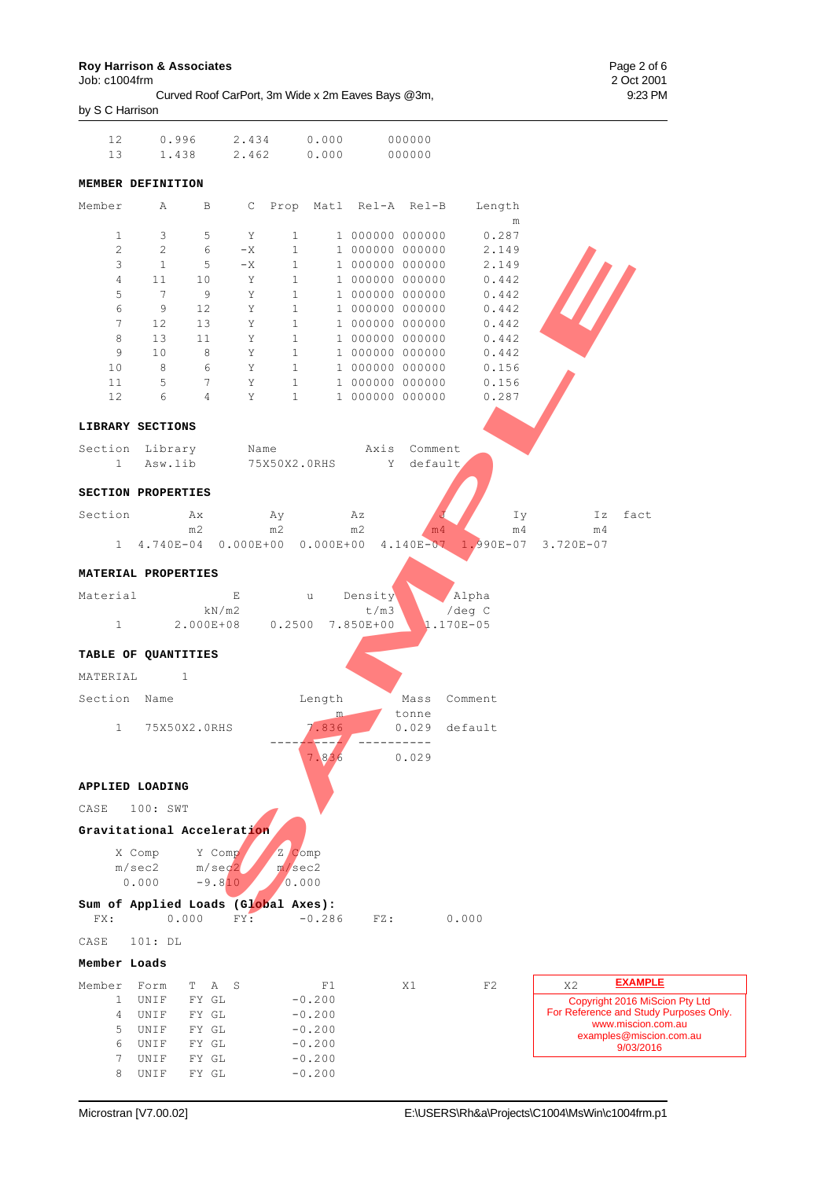| | | | | |
|---|---|---|---|---|
| 12 | 0.996 | 2.434 | 0.000 | 000000 |
| 13 | 1.438 | 2.462 | 0.000 | 000000 |

**MEMBER DEFINITION**

| Member | A | B | C | Prop | Matl | Rel-A | Rel-B | Length m |
|---|---|---|---|---|---|---|---|---|
| 1 | 3 | 5 | Y | 1 | 1 | 000000 | 000000 | 0.287 |
| 2 | 2 | 6 | -X | 1 | 1 | 000000 | 000000 | 2.149 |
| 3 | 1 | 5 | -X | 1 | 1 | 000000 | 000000 | 2.149 |
| 4 | 11 | 10 | Y | 1 | 1 | 000000 | 000000 | 0.442 |
| 5 | 7 | 9 | Y | 1 | 1 | 000000 | 000000 | 0.442 |
| 6 | 9 | 12 | Y | 1 | 1 | 000000 | 000000 | 0.442 |
| 7 | 12 | 13 | Y | 1 | 1 | 000000 | 000000 | 0.442 |
| 8 | 13 | 11 | Y | 1 | 1 | 000000 | 000000 | 0.442 |
| 9 | 10 | 8 | Y | 1 | 1 | 000000 | 000000 | 0.442 |
| 10 | 8 | 6 | Y | 1 | 1 | 000000 | 000000 | 0.156 |
| 11 | 5 | 7 | Y | 1 | 1 | 000000 | 000000 | 0.156 |
| 12 | 6 | 4 | Y | 1 | 1 | 000000 | 000000 | 0.287 |

**LIBRARY SECTIONS**

| Section | Library | Name | Axis | Comment |
|---|---|---|---|---|
| 1 | Asw.lib | 75X50X2.0RHS | Y | default |

**SECTION PROPERTIES**

| Section | Ax m2 | Ay m2 | Az m2 | J m4 | Iy m4 | Iz m4 | fact |
|---|---|---|---|---|---|---|---|
| 1 | 4.740E-04 | 0.000E+00 | 0.000E+00 | 4.140E-07 | 1.990E-07 | 3.720E-07 | |

**MATERIAL PROPERTIES**

| Material | E kN/m2 | u | Density t/m3 | Alpha /deg C |
|---|---|---|---|---|
| 1 | 2.000E+08 | 0.2500 | 7.850E+00 | 1.170E-05 |

**TABLE OF QUANTITIES**

MATERIAL 1

| Section | Name | Length m | Mass tonne | Comment |
|---|---|---|---|---|
| 1 | 75X50X2.0RHS | 7.836 | 0.029 | default |
| | | ---------- | ---------- | |
| | | 7.836 | 0.029 | |

**APPLIED LOADING**

CASE 100: SWT

**Gravitational Acceleration**

| X Comp m/sec2 | Y Comp m/sec2 | Z Comp m/sec2 |
|---|---|---|
| 0.000 | -9.810 | 0.000 |

**Sum of Applied Loads (Global Axes):**

FX: 0.000 FY: -0.286 FZ: 0.000

CASE 101: DL

**Member Loads**

| Member | Form | T | A | S | F1 | X1 | F2 | X2 |
|---|---|---|---|---|---|---|---|---|
| 1 | UNIF | FY | GL | | -0.200 | | | |
| 4 | UNIF | FY | GL | | -0.200 | | | |
| 5 | UNIF | FY | GL | | -0.200 | | | |
| 6 | UNIF | FY | GL | | -0.200 | | | |
| 7 | UNIF | FY | GL | | -0.200 | | | |
| 8 | UNIF | FY | GL | | -0.200 | | | |

**EXAMPLE**
Copyright 2016 MiScion Pty Ltd
For Reference and Study Purposes Only.
www.miscion.com.au
examples@miscion.com.au
9/03/2016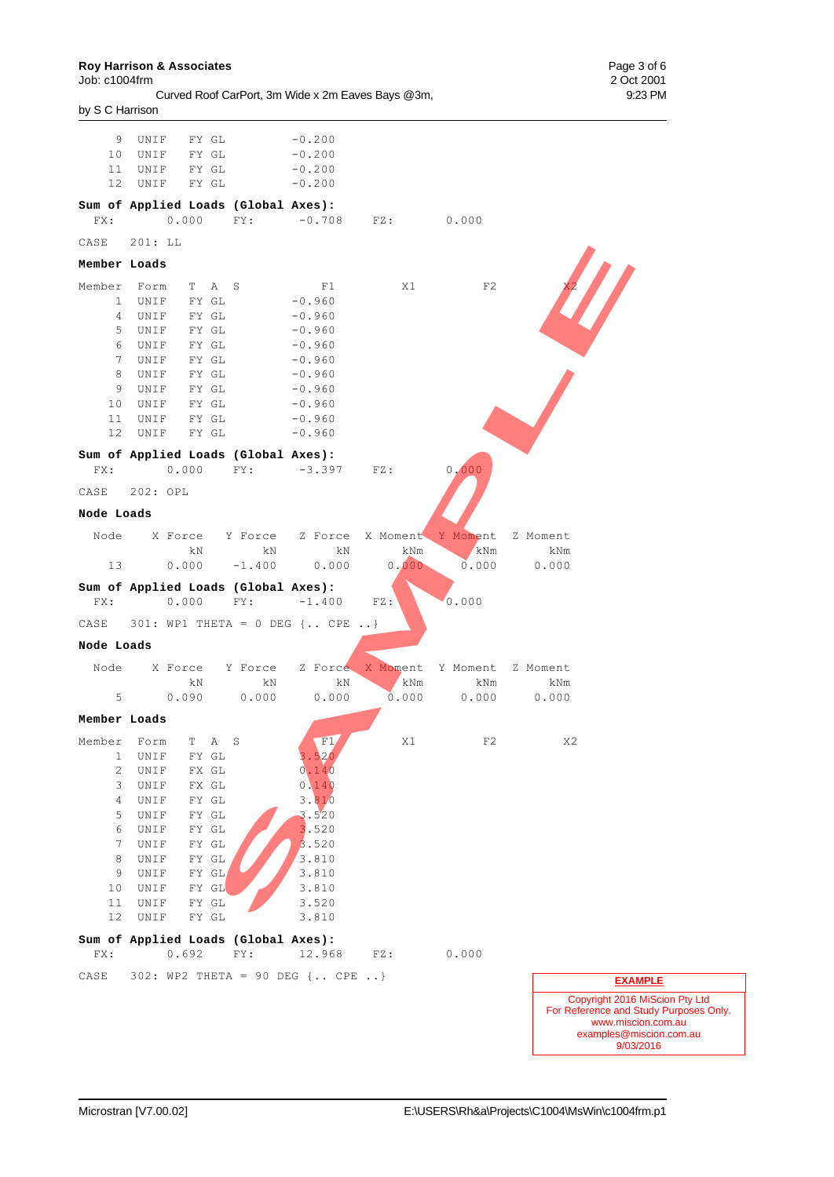| Member | Form | T | A | S | F1 |
|---|---|---|---|---|---|
| 9 | UNIF | FY | GL | | -0.200 |
| 10 | UNIF | FY | GL | | -0.200 |
| 11 | UNIF | FY | GL | | -0.200 |
| 12 | UNIF | FY | GL | | -0.200 |

**Sum of Applied Loads (Global Axes):**

FX: 0.000 FY: -0.708 FZ: 0.000

CASE 201: LL

**Member Loads**

| Member | Form | T | A | S | F1 | X1 | F2 | X2 |
|---|---|---|---|---|---|---|---|---|
| 1 | UNIF | FY | GL | | -0.960 | | | |
| 4 | UNIF | FY | GL | | -0.960 | | | |
| 5 | UNIF | FY | GL | | -0.960 | | | |
| 6 | UNIF | FY | GL | | -0.960 | | | |
| 7 | UNIF | FY | GL | | -0.960 | | | |
| 8 | UNIF | FY | GL | | -0.960 | | | |
| 9 | UNIF | FY | GL | | -0.960 | | | |
| 10 | UNIF | FY | GL | | -0.960 | | | |
| 11 | UNIF | FY | GL | | -0.960 | | | |
| 12 | UNIF | FY | GL | | -0.960 | | | |

**Sum of Applied Loads (Global Axes):**

FX: 0.000 FY: -3.397 FZ: 0.000

CASE 202: OPL

**Node Loads**

| Node | X Force kN | Y Force kN | Z Force kN | X Moment kNm | Y Moment kNm | Z Moment kNm |
|---|---|---|---|---|---|---|
| 13 | 0.000 | -1.400 | 0.000 | 0.000 | 0.000 | 0.000 |

**Sum of Applied Loads (Global Axes):**

FX: 0.000 FY: -1.400 FZ: 0.000

CASE 301: WP1 THETA = 0 DEG {.. CPE ..}

**Node Loads**

| Node | X Force kN | Y Force kN | Z Force kN | X Moment kNm | Y Moment kNm | Z Moment kNm |
|---|---|---|---|---|---|---|
| 5 | 0.090 | 0.000 | 0.000 | 0.000 | 0.000 | 0.000 |

**Member Loads**

| Member | Form | T | A | S | F1 | X1 | F2 | X2 |
|---|---|---|---|---|---|---|---|---|
| 1 | UNIF | FY | GL | | 3.520 | | | |
| 2 | UNIF | FX | GL | | 0.140 | | | |
| 3 | UNIF | FX | GL | | 0.140 | | | |
| 4 | UNIF | FY | GL | | 3.810 | | | |
| 5 | UNIF | FY | GL | | 3.520 | | | |
| 6 | UNIF | FY | GL | | 3.520 | | | |
| 7 | UNIF | FY | GL | | 3.520 | | | |
| 8 | UNIF | FY | GL | | 3.810 | | | |
| 9 | UNIF | FY | GL | | 3.810 | | | |
| 10 | UNIF | FY | GL | | 3.810 | | | |
| 11 | UNIF | FY | GL | | 3.520 | | | |
| 12 | UNIF | FY | GL | | 3.810 | | | |

**Sum of Applied Loads (Global Axes):**

FX: 0.692 FY: 12.968 FZ: 0.000

CASE 302: WP2 THETA = 90 DEG {.. CPE ..}

**EXAMPLE**

Copyright 2016 MiScion Pty Ltd
For Reference and Study Purposes Only.
www.miscion.com.au
examples@miscion.com.au
9/03/2016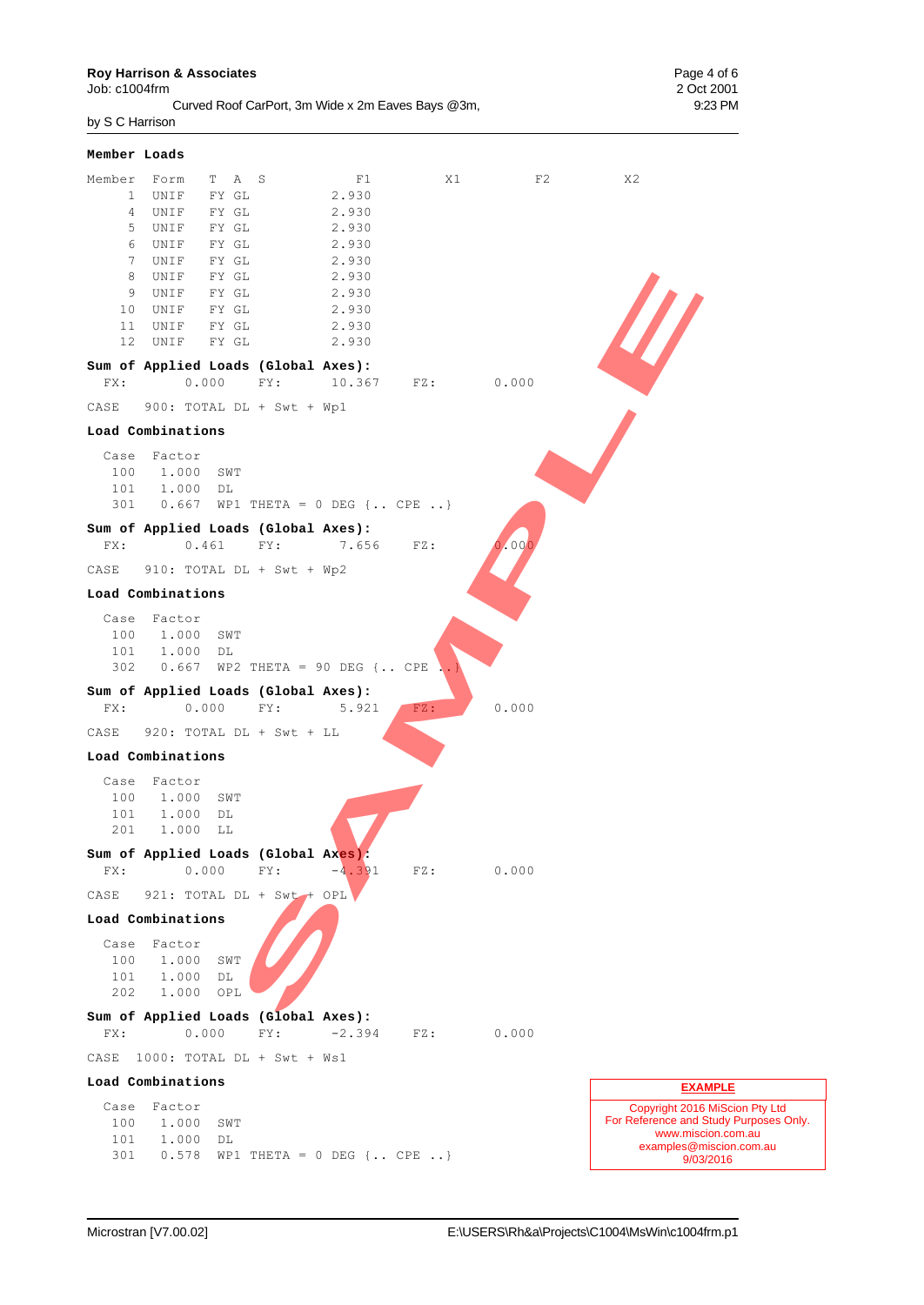**Member Loads**

| Member | Form | T | A | S | F1 | X1 | F2 | X2 |
|---|---|---|---|---|---|---|---|---|
| 1 | UNIF | FY | GL | | 2.930 | | | |
| 4 | UNIF | FY | GL | | 2.930 | | | |
| 5 | UNIF | FY | GL | | 2.930 | | | |
| 6 | UNIF | FY | GL | | 2.930 | | | |
| 7 | UNIF | FY | GL | | 2.930 | | | |
| 8 | UNIF | FY | GL | | 2.930 | | | |
| 9 | UNIF | FY | GL | | 2.930 | | | |
| 10 | UNIF | FY | GL | | 2.930 | | | |
| 11 | UNIF | FY | GL | | 2.930 | | | |
| 12 | UNIF | FY | GL | | 2.930 | | | |

**Sum of Applied Loads (Global Axes):**

```
FX:      0.000    FY:     10.367    FZ:      0.000
```

CASE 900: TOTAL DL + Swt + Wp1

**Load Combinations**

| Case | Factor | |
|---|---|---|
| 100 | 1.000 | SWT |
| 101 | 1.000 | DL |
| 301 | 0.667 | WP1 THETA = 0 DEG {.. CPE ..} |

**Sum of Applied Loads (Global Axes):**

```
FX:      0.461    FY:      7.656    FZ:      0.000
```

CASE 910: TOTAL DL + Swt + Wp2

**Load Combinations**

| Case | Factor | |
|---|---|---|
| 100 | 1.000 | SWT |
| 101 | 1.000 | DL |
| 302 | 0.667 | WP2 THETA = 90 DEG {.. CPE ..} |

**Sum of Applied Loads (Global Axes):**

```
FX:      0.000    FY:      5.921    FZ:      0.000
```

CASE 920: TOTAL DL + Swt + LL

**Load Combinations**

| Case | Factor | |
|---|---|---|
| 100 | 1.000 | SWT |
| 101 | 1.000 | DL |
| 201 | 1.000 | LL |

**Sum of Applied Loads (Global Axes):**

```
FX:      0.000    FY:     -4.391    FZ:      0.000
```

CASE 921: TOTAL DL + Swt + OPL

**Load Combinations**

| Case | Factor | |
|---|---|---|
| 100 | 1.000 | SWT |
| 101 | 1.000 | DL |
| 202 | 1.000 | OPL |

**Sum of Applied Loads (Global Axes):**

```
FX:      0.000    FY:     -2.394    FZ:      0.000
```

CASE 1000: TOTAL DL + Swt + Ws1

**Load Combinations**

| Case | Factor | |
|---|---|---|
| 100 | 1.000 | SWT |
| 101 | 1.000 | DL |
| 301 | 0.578 | WP1 THETA = 0 DEG {.. CPE ..} |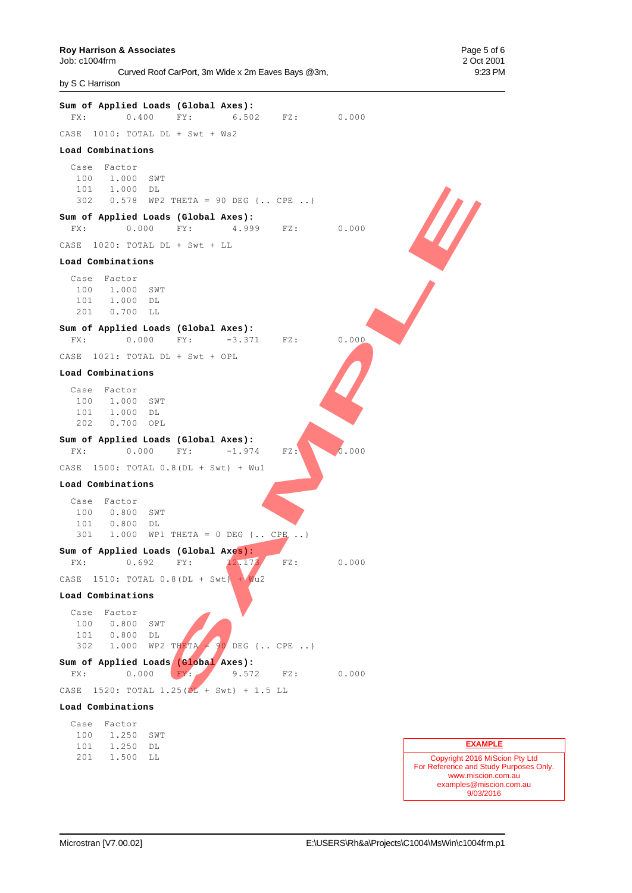**Sum of Applied Loads (Global Axes):**

```
  FX:       0.400    FY:       6.502    FZ:       0.000
```

CASE 1010: TOTAL DL + Swt + Ws2

**Load Combinations**

```
  Case  Factor
   100   1.000  SWT
   101   1.000  DL
   302   0.578  WP2 THETA = 90 DEG {.. CPE ..}
```

**Sum of Applied Loads (Global Axes):**

```
  FX:       0.000    FY:       4.999    FZ:       0.000
```

CASE 1020: TOTAL DL + Swt + LL

**Load Combinations**

```
  Case  Factor
   100   1.000  SWT
   101   1.000  DL
   201   0.700  LL
```

**Sum of Applied Loads (Global Axes):**

```
  FX:       0.000    FY:      -3.371    FZ:       0.000
```

CASE 1021: TOTAL DL + Swt + OPL

**Load Combinations**

```
  Case  Factor
   100   1.000  SWT
   101   1.000  DL
   202   0.700  OPL
```

**Sum of Applied Loads (Global Axes):**

```
  FX:       0.000    FY:      -1.974    FZ:       0.000
```

CASE 1500: TOTAL 0.8(DL + Swt) + Wu1

**Load Combinations**

```
  Case  Factor
   100   0.800  SWT
   101   0.800  DL
   301   1.000  WP1 THETA = 0 DEG {.. CPE ..}
```

**Sum of Applied Loads (Global Axes):**

```
  FX:       0.692    FY:      12.173    FZ:       0.000
```

CASE 1510: TOTAL 0.8(DL + Swt) + Wu2

**Load Combinations**

```
  Case  Factor
   100   0.800  SWT
   101   0.800  DL
   302   1.000  WP2 THETA = 90 DEG {.. CPE ..}
```

**Sum of Applied Loads (Global Axes):**

```
  FX:       0.000    FY:       9.572    FZ:       0.000
```

CASE 1520: TOTAL 1.25(DL + Swt) + 1.5 LL

**Load Combinations**

```
  Case  Factor
   100   1.250  SWT
   101   1.250  DL
   201   1.500  LL
```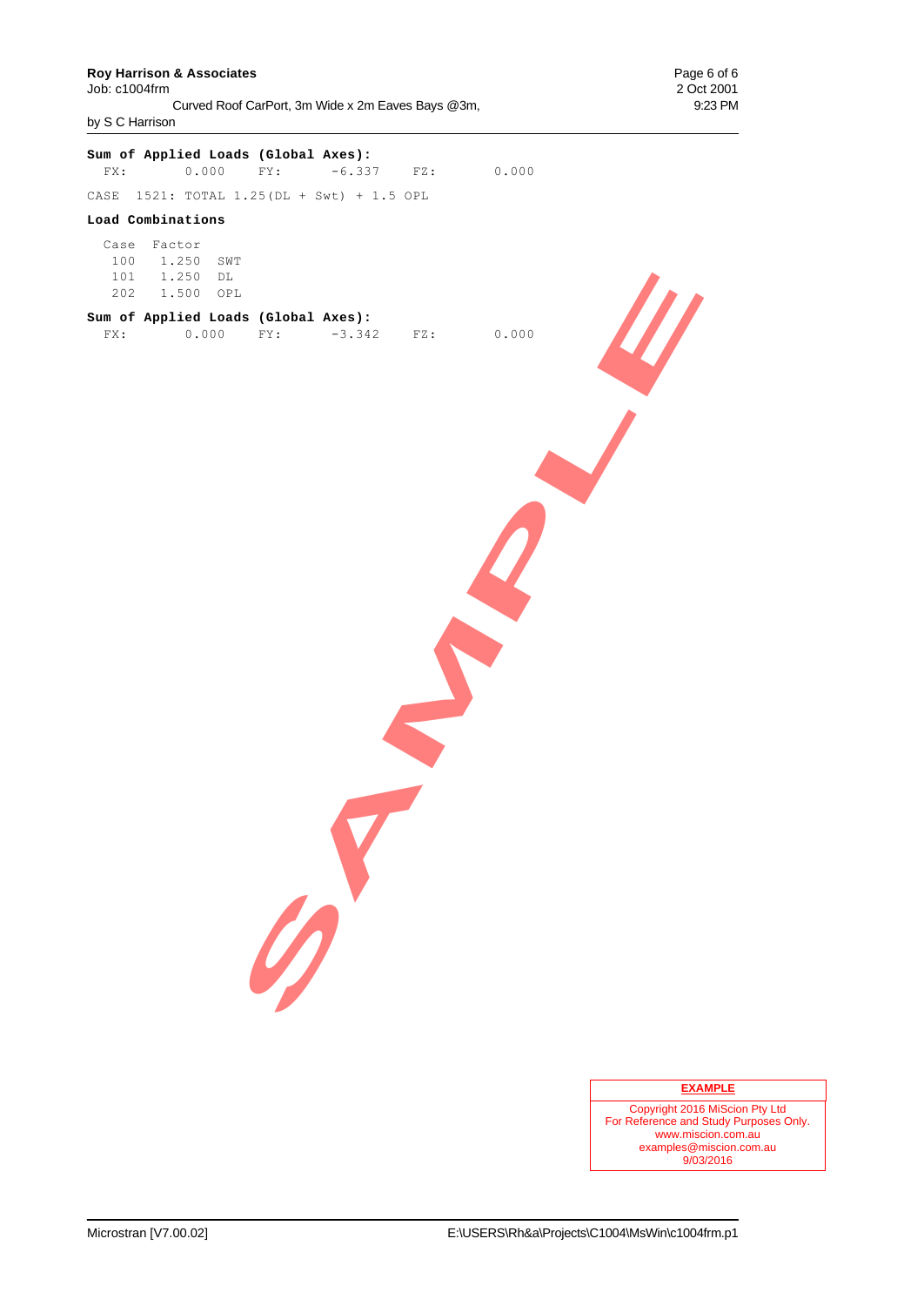**Sum of Applied Loads (Global Axes):**

```
  FX:       0.000    FY:      -6.337    FZ:       0.000
```

CASE 1521: TOTAL 1.25(DL + Swt) + 1.5 OPL

**Load Combinations**

| Case | Factor | |
|---|---|---|
| 100 | 1.250 | SWT |
| 101 | 1.250 | DL |
| 202 | 1.500 | OPL |

**Sum of Applied Loads (Global Axes):**

```
  FX:       0.000    FY:      -3.342    FZ:       0.000
```

SAMPLE

**EXAMPLE**

Copyright 2016 MiScion Pty Ltd
For Reference and Study Purposes Only.
www.miscion.com.au
examples@miscion.com.au
9/03/2016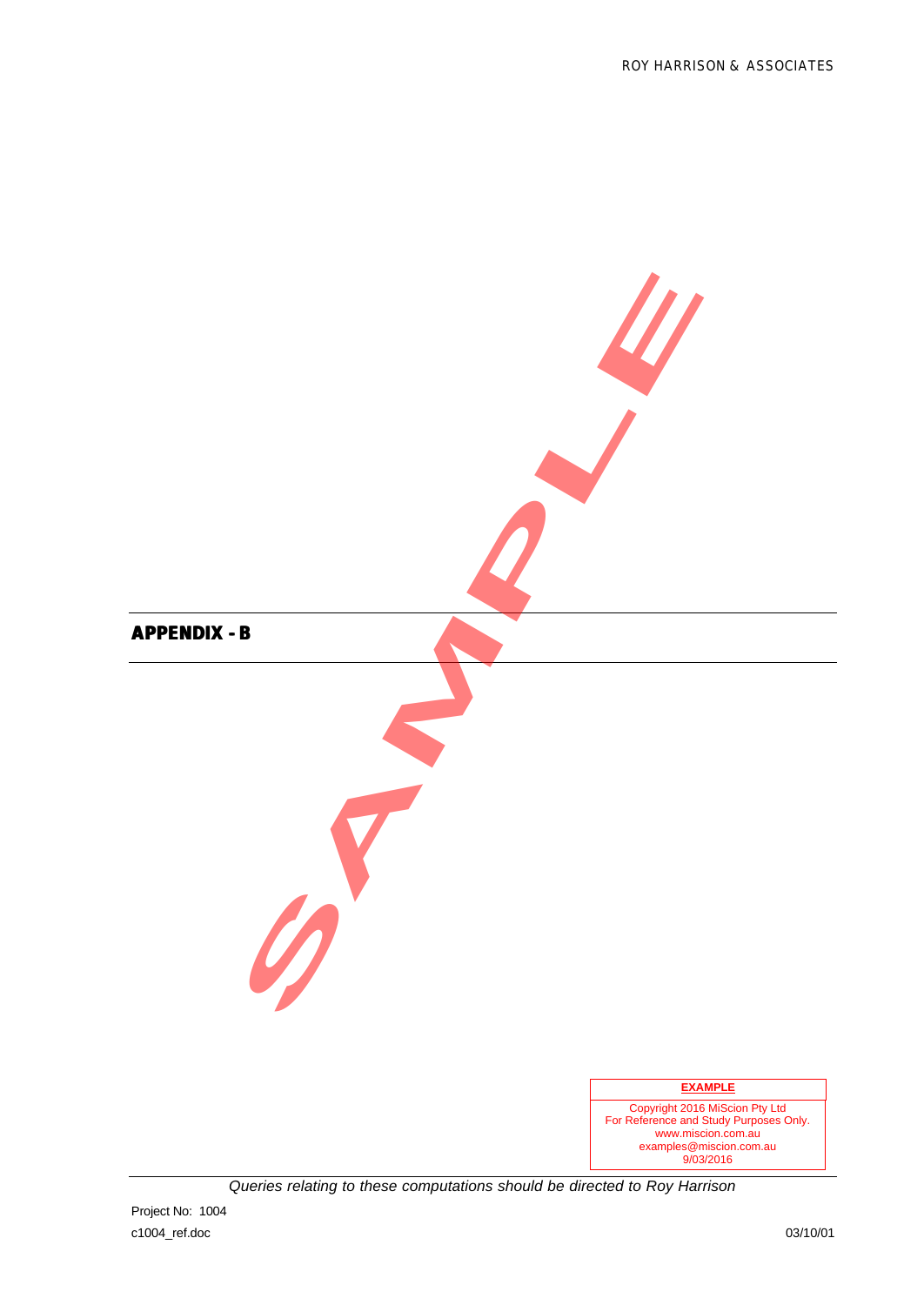# APPENDIX - B

**EXAMPLE**

Copyright 2016 MiScion Pty Ltd
For Reference and Study Purposes Only.
www.miscion.com.au
examples@miscion.com.au
9/03/2016

*Queries relating to these computations should be directed to Roy Harrison*

Project No: 1004

c1004_ref.doc

03/10/01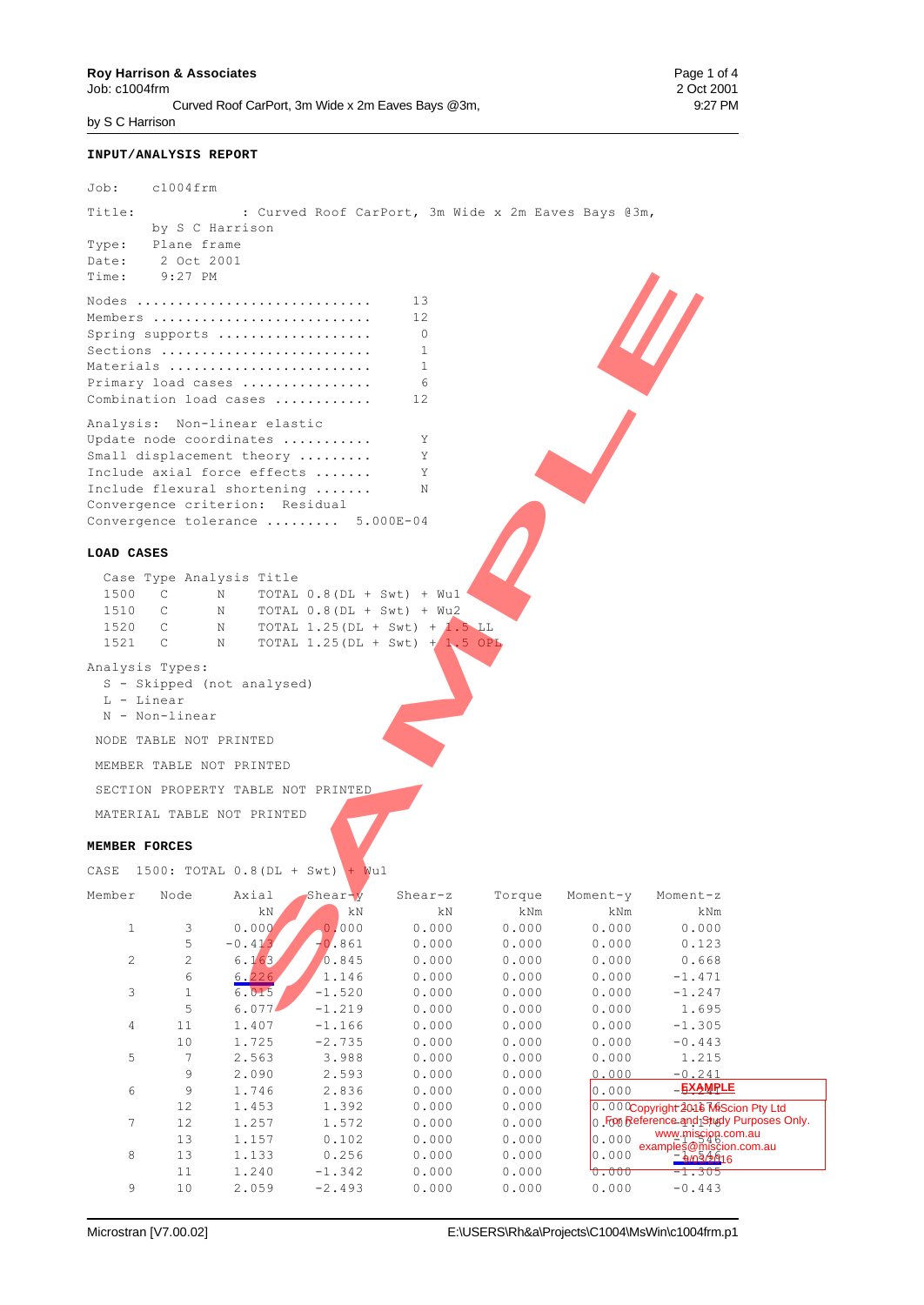INPUT/ANALYSIS REPORT

```
Job:    c1004frm

Title:            : Curved Roof CarPort, 3m Wide x 2m Eaves Bays @3m,
         by S C Harrison
Type:    Plane frame
Date:     2 Oct 2001
Time:     9:27 PM

Nodes ............................    13
Members ..........................    12
Spring supports ..................     0
Sections .........................     1
Materials ........................     1
Primary load cases ...............     6
Combination load cases ...........    12

Analysis:  Non-linear elastic
Update node coordinates ..........     Y
Small displacement theory ........     Y
Include axial force effects ......     Y
Include flexural shortening ......     N
Convergence criterion:  Residual
Convergence tolerance .........   5.000E-04
```

**LOAD CASES**

```
  Case  Type  Analysis  Title
  1500   C       N      TOTAL 0.8(DL + Swt) + Wu1
  1510   C       N      TOTAL 0.8(DL + Swt) + Wu2
  1520   C       N      TOTAL 1.25(DL + Swt) + 1.5 LL
  1521   C       N      TOTAL 1.25(DL + Swt) + 1.5 OPL

Analysis Types:
  S - Skipped (not analysed)
  L - Linear
  N - Non-linear

 NODE TABLE NOT PRINTED

 MEMBER TABLE NOT PRINTED

 SECTION PROPERTY TABLE NOT PRINTED

 MATERIAL TABLE NOT PRINTED
```

**MEMBER FORCES**

CASE 1500: TOTAL 0.8(DL + Swt) + Wu1

| Member | Node | Axial kN | Shear-y kN | Shear-z kN | Torque kNm | Moment-y kNm | Moment-z kNm |
|---|---|---|---|---|---|---|---|
| 1 | 3 | 0.000 | 0.000 | 0.000 | 0.000 | 0.000 | 0.000 |
|  | 5 | -0.413 | -0.861 | 0.000 | 0.000 | 0.000 | 0.123 |
| 2 | 2 | 6.163 | 0.845 | 0.000 | 0.000 | 0.000 | 0.668 |
|  | 6 | 6.226 | 1.146 | 0.000 | 0.000 | 0.000 | -1.471 |
| 3 | 1 | 6.015 | -1.520 | 0.000 | 0.000 | 0.000 | -1.247 |
|  | 5 | 6.077 | -1.219 | 0.000 | 0.000 | 0.000 | 1.695 |
| 4 | 11 | 1.407 | -1.166 | 0.000 | 0.000 | 0.000 | -1.305 |
|  | 10 | 1.725 | -2.735 | 0.000 | 0.000 | 0.000 | -0.443 |
| 5 | 7 | 2.563 | 3.988 | 0.000 | 0.000 | 0.000 | 1.215 |
|  | 9 | 2.090 | 2.593 | 0.000 | 0.000 | 0.000 | -0.241 |
| 6 | 9 | 1.746 | 2.836 | 0.000 | 0.000 | 0.000 | -0.241 |
|  | 12 | 1.453 | 1.392 | 0.000 | 0.000 | 0.000 | 1.176 |
| 7 | 12 | 1.257 | 1.572 | 0.000 | 0.000 | 0.000 | 1.176 |
|  | 13 | 1.157 | 0.102 | 0.000 | 0.000 | 0.000 | -1.546 |
| 8 | 13 | 1.133 | 0.256 | 0.000 | 0.000 | 0.000 | -1.546 |
|  | 11 | 1.240 | -1.342 | 0.000 | 0.000 | 0.000 | -1.305 |
| 9 | 10 | 2.059 | -2.493 | 0.000 | 0.000 | 0.000 | -0.443 |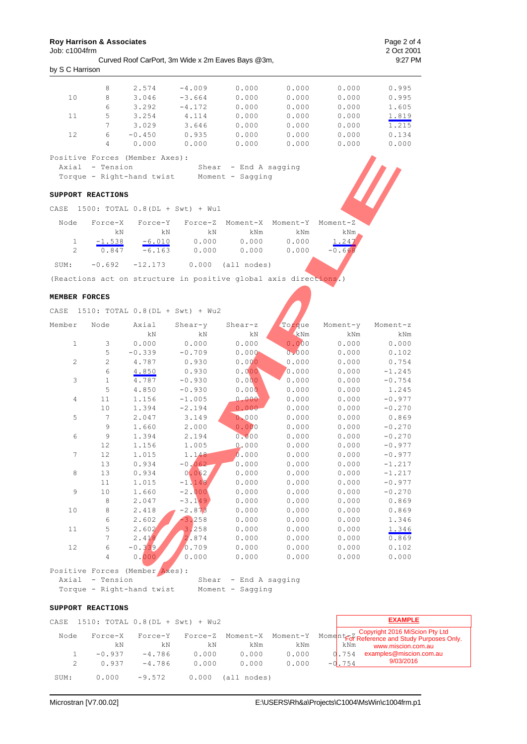| Member | Node | Axial | Shear-y | Shear-z | Torque | Moment-y | Moment-z |
|---|---|---|---|---|---|---|---|
| | 8 | 2.574 | -4.009 | 0.000 | 0.000 | 0.000 | 0.995 |
| 10 | 8 | 3.046 | -3.664 | 0.000 | 0.000 | 0.000 | 0.995 |
| | 6 | 3.292 | -4.172 | 0.000 | 0.000 | 0.000 | 1.605 |
| 11 | 5 | 3.254 | 4.114 | 0.000 | 0.000 | 0.000 | 1.819 |
| | 7 | 3.029 | 3.646 | 0.000 | 0.000 | 0.000 | 1.215 |
| 12 | 6 | -0.450 | 0.935 | 0.000 | 0.000 | 0.000 | 0.134 |
| | 4 | 0.000 | 0.000 | 0.000 | 0.000 | 0.000 | 0.000 |

```
Positive Forces (Member Axes):
  Axial  - Tension           Shear  - End A sagging
  Torque - Right-hand twist  Moment - Sagging
```

**SUPPORT REACTIONS**

CASE 1500: TOTAL 0.8(DL + Swt) + Wu1

| Node | Force-X kN | Force-Y kN | Force-Z kN | Moment-X kNm | Moment-Y kNm | Moment-Z kNm |
|---|---|---|---|---|---|---|
| 1 | -1.538 | -6.010 | 0.000 | 0.000 | 0.000 | 1.247 |
| 2 | 0.847 | -6.163 | 0.000 | 0.000 | 0.000 | -0.668 |
| SUM: | -0.692 | -12.173 | 0.000 | (all nodes) | | |

(Reactions act on structure in positive global axis directions.)

**MEMBER FORCES**

CASE 1510: TOTAL 0.8(DL + Swt) + Wu2

| Member | Node | Axial kN | Shear-y kN | Shear-z kN | Torque kNm | Moment-y kNm | Moment-z kNm |
|---|---|---|---|---|---|---|---|
| 1 | 3 | 0.000 | 0.000 | 0.000 | 0.000 | 0.000 | 0.000 |
| | 5 | -0.339 | -0.709 | 0.000 | 0.000 | 0.000 | 0.102 |
| 2 | 2 | 4.787 | 0.930 | 0.000 | 0.000 | 0.000 | 0.754 |
| | 6 | 4.850 | 0.930 | 0.000 | 0.000 | 0.000 | -1.245 |
| 3 | 1 | 4.787 | -0.930 | 0.000 | 0.000 | 0.000 | -0.754 |
| | 5 | 4.850 | -0.930 | 0.000 | 0.000 | 0.000 | 1.245 |
| 4 | 11 | 1.156 | -1.005 | 0.000 | 0.000 | 0.000 | -0.977 |
| | 10 | 1.394 | -2.194 | 0.000 | 0.000 | 0.000 | -0.270 |
| 5 | 7 | 2.047 | 3.149 | 0.000 | 0.000 | 0.000 | 0.869 |
| | 9 | 1.660 | 2.000 | 0.000 | 0.000 | 0.000 | -0.270 |
| 6 | 9 | 1.394 | 2.194 | 0.000 | 0.000 | 0.000 | -0.270 |
| | 12 | 1.156 | 1.005 | 0.000 | 0.000 | 0.000 | -0.977 |
| 7 | 12 | 1.015 | 1.148 | 0.000 | 0.000 | 0.000 | -0.977 |
| | 13 | 0.934 | -0.062 | 0.000 | 0.000 | 0.000 | -1.217 |
| 8 | 13 | 0.934 | 0.062 | 0.000 | 0.000 | 0.000 | -1.217 |
| | 11 | 1.015 | -1.148 | 0.000 | 0.000 | 0.000 | -0.977 |
| 9 | 10 | 1.660 | -2.000 | 0.000 | 0.000 | 0.000 | -0.270 |
| | 8 | 2.047 | -3.149 | 0.000 | 0.000 | 0.000 | 0.869 |
| 10 | 8 | 2.418 | -2.873 | 0.000 | 0.000 | 0.000 | 0.869 |
| | 6 | 2.602 | -3.258 | 0.000 | 0.000 | 0.000 | 1.346 |
| 11 | 5 | 2.602 | 3.258 | 0.000 | 0.000 | 0.000 | 1.346 |
| | 7 | 2.418 | 2.874 | 0.000 | 0.000 | 0.000 | 0.869 |
| 12 | 6 | -0.339 | 0.709 | 0.000 | 0.000 | 0.000 | 0.102 |
| | 4 | 0.000 | 0.000 | 0.000 | 0.000 | 0.000 | 0.000 |

```
Positive Forces (Member Axes):
  Axial  - Tension           Shear  - End A sagging
  Torque - Right-hand twist  Moment - Sagging
```

**SUPPORT REACTIONS**

CASE 1510: TOTAL 0.8(DL + Swt) + Wu2

| Node | Force-X kN | Force-Y kN | Force-Z kN | Moment-X kNm | Moment-Y kNm | Moment-Z kNm |
|---|---|---|---|---|---|---|
| 1 | -0.937 | -4.786 | 0.000 | 0.000 | 0.000 | 0.754 |
| 2 | 0.937 | -4.786 | 0.000 | 0.000 | 0.000 | -0.754 |
| SUM: | 0.000 | -9.572 | 0.000 | (all nodes) | | |

**EXAMPLE**
Copyright 2016 MiScion Pty Ltd
For Reference and Study Purposes Only.
www.miscion.com.au
examples@miscion.com.au
9/03/2016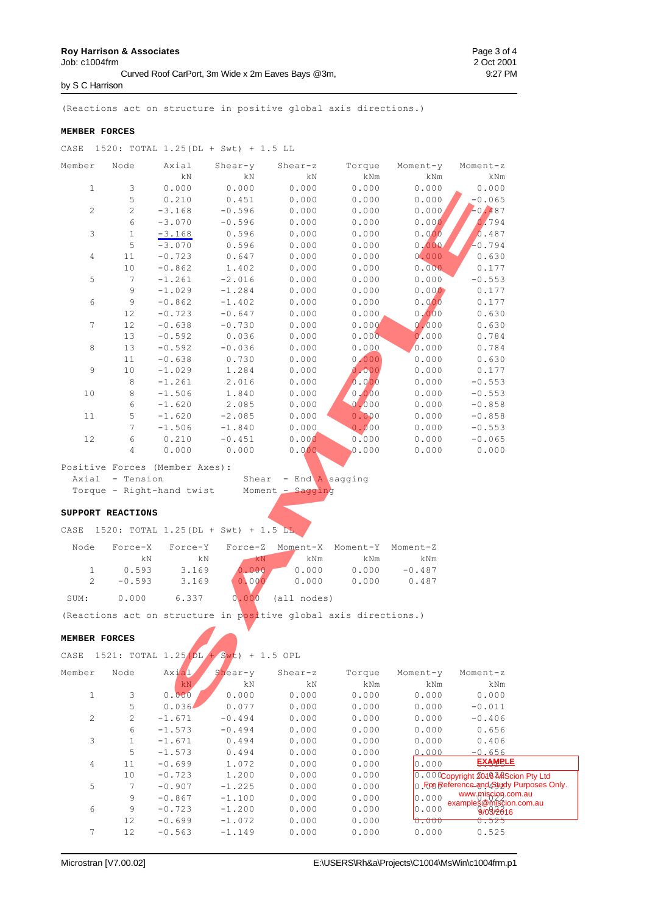(Reactions act on structure in positive global axis directions.)

**MEMBER FORCES**

CASE 1520: TOTAL 1.25(DL + Swt) + 1.5 LL

| Member | Node | Axial kN | Shear-y kN | Shear-z kN | Torque kNm | Moment-y kNm | Moment-z kNm |
|---|---|---|---|---|---|---|---|
| 1 | 3 | 0.000 | 0.000 | 0.000 | 0.000 | 0.000 | 0.000 |
| | 5 | 0.210 | 0.451 | 0.000 | 0.000 | 0.000 | -0.065 |
| 2 | 2 | -3.168 | -0.596 | 0.000 | 0.000 | 0.000 | -0.487 |
| | 6 | -3.070 | -0.596 | 0.000 | 0.000 | 0.000 | 0.794 |
| 3 | 1 | -3.168 | 0.596 | 0.000 | 0.000 | 0.000 | 0.487 |
| | 5 | -3.070 | 0.596 | 0.000 | 0.000 | 0.000 | -0.794 |
| 4 | 11 | -0.723 | 0.647 | 0.000 | 0.000 | 0.000 | 0.630 |
| | 10 | -0.862 | 1.402 | 0.000 | 0.000 | 0.000 | 0.177 |
| 5 | 7 | -1.261 | -2.016 | 0.000 | 0.000 | 0.000 | -0.553 |
| | 9 | -1.029 | -1.284 | 0.000 | 0.000 | 0.000 | 0.177 |
| 6 | 9 | -0.862 | -1.402 | 0.000 | 0.000 | 0.000 | 0.177 |
| | 12 | -0.723 | -0.647 | 0.000 | 0.000 | 0.000 | 0.630 |
| 7 | 12 | -0.638 | -0.730 | 0.000 | 0.000 | 0.000 | 0.630 |
| | 13 | -0.592 | 0.036 | 0.000 | 0.000 | 0.000 | 0.784 |
| 8 | 13 | -0.592 | -0.036 | 0.000 | 0.000 | 0.000 | 0.784 |
| | 11 | -0.638 | 0.730 | 0.000 | 0.000 | 0.000 | 0.630 |
| 9 | 10 | -1.029 | 1.284 | 0.000 | 0.000 | 0.000 | 0.177 |
| | 8 | -1.261 | 2.016 | 0.000 | 0.000 | 0.000 | -0.553 |
| 10 | 8 | -1.506 | 1.840 | 0.000 | 0.000 | 0.000 | -0.553 |
| | 6 | -1.620 | 2.085 | 0.000 | 0.000 | 0.000 | -0.858 |
| 11 | 5 | -1.620 | -2.085 | 0.000 | 0.000 | 0.000 | -0.858 |
| | 7 | -1.506 | -1.840 | 0.000 | 0.000 | 0.000 | -0.553 |
| 12 | 6 | 0.210 | -0.451 | 0.000 | 0.000 | 0.000 | -0.065 |
| | 4 | 0.000 | 0.000 | 0.000 | 0.000 | 0.000 | 0.000 |

Positive Forces (Member Axes):
- Axial - Tension; Shear - End A sagging
- Torque - Right-hand twist; Moment - Sagging

**SUPPORT REACTIONS**

CASE 1520: TOTAL 1.25(DL + Swt) + 1.5 LL

| Node | Force-X kN | Force-Y kN | Force-Z kN | Moment-X kNm | Moment-Y kNm | Moment-Z kNm |
|---|---|---|---|---|---|---|
| 1 | 0.593 | 3.169 | 0.000 | 0.000 | 0.000 | -0.487 |
| 2 | -0.593 | 3.169 | 0.000 | 0.000 | 0.000 | 0.487 |
| SUM: | 0.000 | 6.337 | 0.000 | (all nodes) | | |

(Reactions act on structure in positive global axis directions.)

**MEMBER FORCES**

CASE 1521: TOTAL 1.25(DL + Swt) + 1.5 OPL

| Member | Node | Axial kN | Shear-y kN | Shear-z kN | Torque kNm | Moment-y kNm | Moment-z kNm |
|---|---|---|---|---|---|---|---|
| 1 | 3 | 0.000 | 0.000 | 0.000 | 0.000 | 0.000 | 0.000 |
| | 5 | 0.036 | 0.077 | 0.000 | 0.000 | 0.000 | -0.011 |
| 2 | 2 | -1.671 | -0.494 | 0.000 | 0.000 | 0.000 | -0.406 |
| | 6 | -1.573 | -0.494 | 0.000 | 0.000 | 0.000 | 0.656 |
| 3 | 1 | -1.671 | 0.494 | 0.000 | 0.000 | 0.000 | 0.406 |
| | 5 | -1.573 | 0.494 | 0.000 | 0.000 | 0.000 | -0.656 |
| 4 | 11 | -0.699 | 1.072 | 0.000 | 0.000 | 0.000 | 0.525 |
| | 10 | -0.723 | 1.200 | 0.000 | 0.000 | 0.000 | -0.022 |
| 5 | 7 | -0.907 | -1.225 | 0.000 | 0.000 | 0.000 | -0.112 |
| | 9 | -0.867 | -1.100 | 0.000 | 0.000 | 0.000 | -0.022 |
| 6 | 9 | -0.723 | -1.200 | 0.000 | 0.000 | 0.000 | -0.022 |
| | 12 | -0.699 | -1.072 | 0.000 | 0.000 | 0.000 | 0.525 |
| 7 | 12 | -0.563 | -1.149 | 0.000 | 0.000 | 0.000 | 0.525 |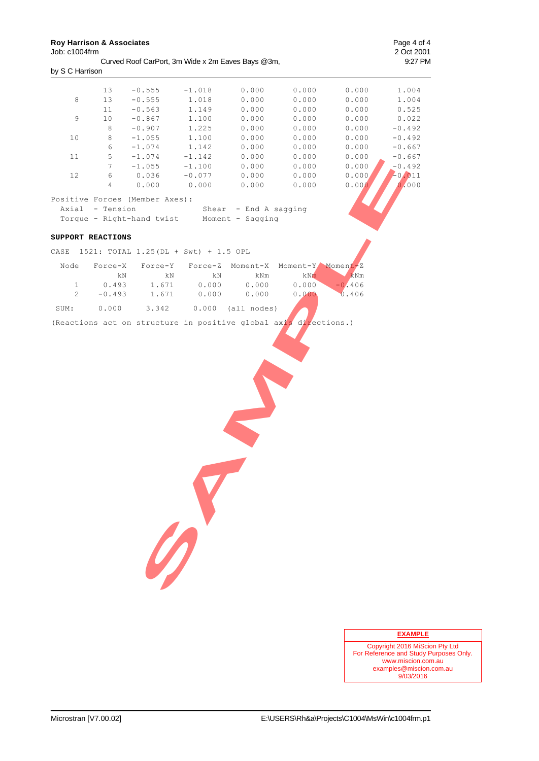| | | | | | | | |
|---|---|---|---|---|---|---|---|
| | 13 | -0.555 | -1.018 | 0.000 | 0.000 | 0.000 | 1.004 |
| 8 | 13 | -0.555 | 1.018 | 0.000 | 0.000 | 0.000 | 1.004 |
| | 11 | -0.563 | 1.149 | 0.000 | 0.000 | 0.000 | 0.525 |
| 9 | 10 | -0.867 | 1.100 | 0.000 | 0.000 | 0.000 | 0.022 |
| | 8 | -0.907 | 1.225 | 0.000 | 0.000 | 0.000 | -0.492 |
| 10 | 8 | -1.055 | 1.100 | 0.000 | 0.000 | 0.000 | -0.492 |
| | 6 | -1.074 | 1.142 | 0.000 | 0.000 | 0.000 | -0.667 |
| 11 | 5 | -1.074 | -1.142 | 0.000 | 0.000 | 0.000 | -0.667 |
| | 7 | -1.055 | -1.100 | 0.000 | 0.000 | 0.000 | -0.492 |
| 12 | 6 | 0.036 | -0.077 | 0.000 | 0.000 | 0.000 | -0.011 |
| | 4 | 0.000 | 0.000 | 0.000 | 0.000 | 0.000 | 0.000 |

```
Positive Forces (Member Axes):
  Axial  - Tension               Shear  - End A sagging
  Torque - Right-hand twist      Moment - Sagging
```

**SUPPORT REACTIONS**

CASE 1521: TOTAL 1.25(DL + Swt) + 1.5 OPL

| Node | Force-X kN | Force-Y kN | Force-Z kN | Moment-X kNm | Moment-Y kNm | Moment-Z kNm |
|---|---|---|---|---|---|---|
| 1 | 0.493 | 1.671 | 0.000 | 0.000 | 0.000 | -0.406 |
| 2 | -0.493 | 1.671 | 0.000 | 0.000 | 0.000 | 0.406 |
| SUM: | 0.000 | 3.342 | 0.000 | (all nodes) | | |

(Reactions act on structure in positive global axis directions.)

SAMPLE

**EXAMPLE**

Copyright 2016 MiScion Pty Ltd
For Reference and Study Purposes Only.
www.miscion.com.au
examples@miscion.com.au
9/03/2016